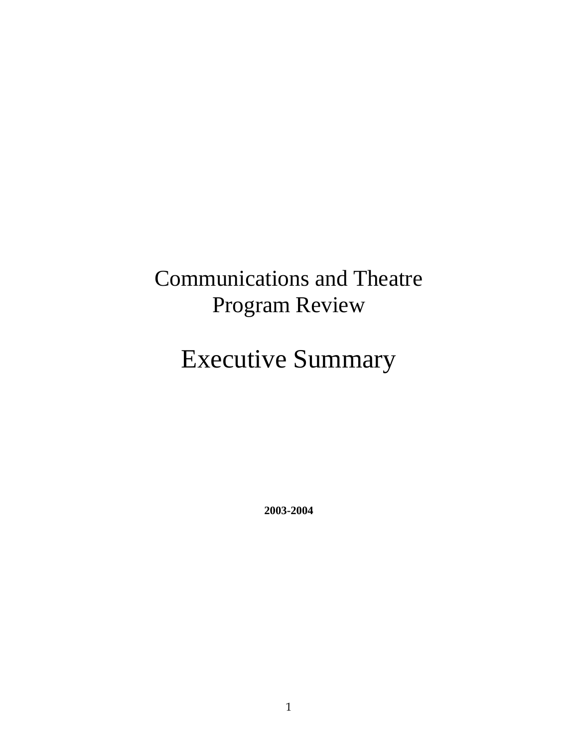# Communications and Theatre Program Review

# Executive Summary

**2003-2004**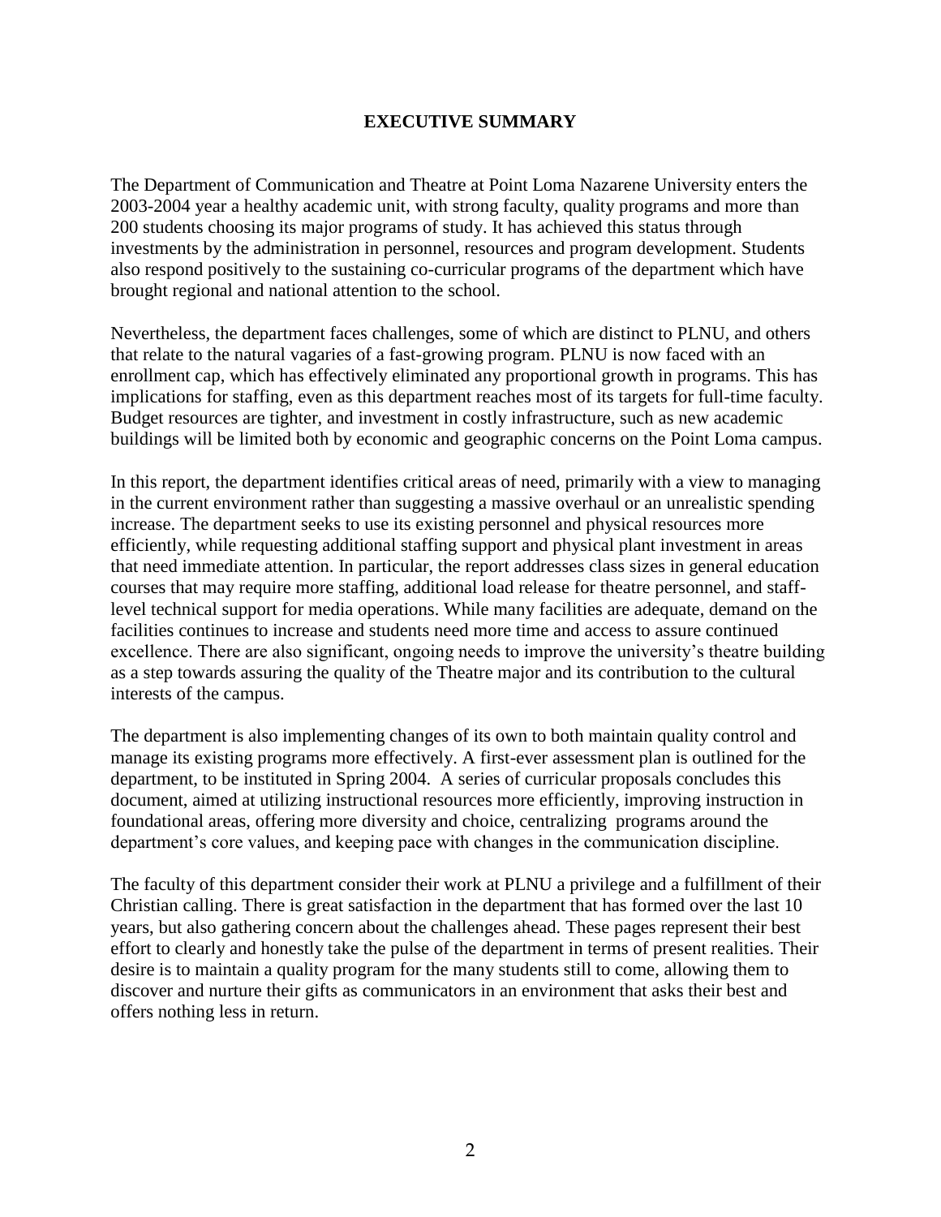# EXECUTIVE SUMMARY

The Department of Communication and Theatre at Point Loma Nazarene University enters the 2003-2004 year a healthy academic unit, with strong faculty, quality programs and more than 200 students choosing its major programs of study. It has achieved this status through investments by the administration in personnel, resources and program development. Students also respond positively to the sustaining co-curricular programs of the department which have brought regional and national attention to the school.

Nevertheless, the department faces challenges, some of which are distinct to PLNU, and others that relate to the natural vagaries of a fast-growing program. PLNU is now faced with an enrollment cap, which has effectively eliminated any proportional growth in programs. This has implications for staffing, even as this department reaches most of its targets for full-time faculty. Budget resources are tighter, and investment in costly infrastructure, such as new academic buildings will be limited both by economic and geographic concerns on the Point Loma campus.

In this report, the department identifies critical areas of need, primarily with a view to managing in the current environment rather than suggesting a massive overhaul or an unrealistic spending increase. The department seeks to use its existing personnel and physical resources more efficiently, while requesting additional staffing support and physical plant investment in areas that need immediate attention. In particular, the report addresses class sizes in general education courses that may require more staffing, additional load release for theatre personnel, and staff-level technical support for media operations. While many facilities are adequate, demand on the facilities continues to increase and students need more time and access to assure continued excellence. There are also significant, ongoing needs to improve the university's theatre building as a step towards assuring the quality of the Theatre major and its contribution to the cultural interests of the campus.

The department is also implementing changes of its own to both maintain quality control and manage its existing programs more effectively. A first-ever assessment plan is outlined for the department, to be instituted in Spring 2004. A series of curricular proposals concludes this document, aimed at utilizing instructional resources more efficiently, improving instruction in foundational areas, offering more diversity and choice, centralizing programs around the department's core values, and keeping pace with changes in the communication discipline.

The faculty of this department consider their work at PLNU a privilege and a fulfillment of their Christian calling. There is great satisfaction in the department that has formed over the last 10 years, but also gathering concern about the challenges ahead. These pages represent their best effort to clearly and honestly take the pulse of the department in terms of present realities. Their desire is to maintain a quality program for the many students still to come, allowing them to discover and nurture their gifts as communicators in an environment that asks their best and offers nothing less in return.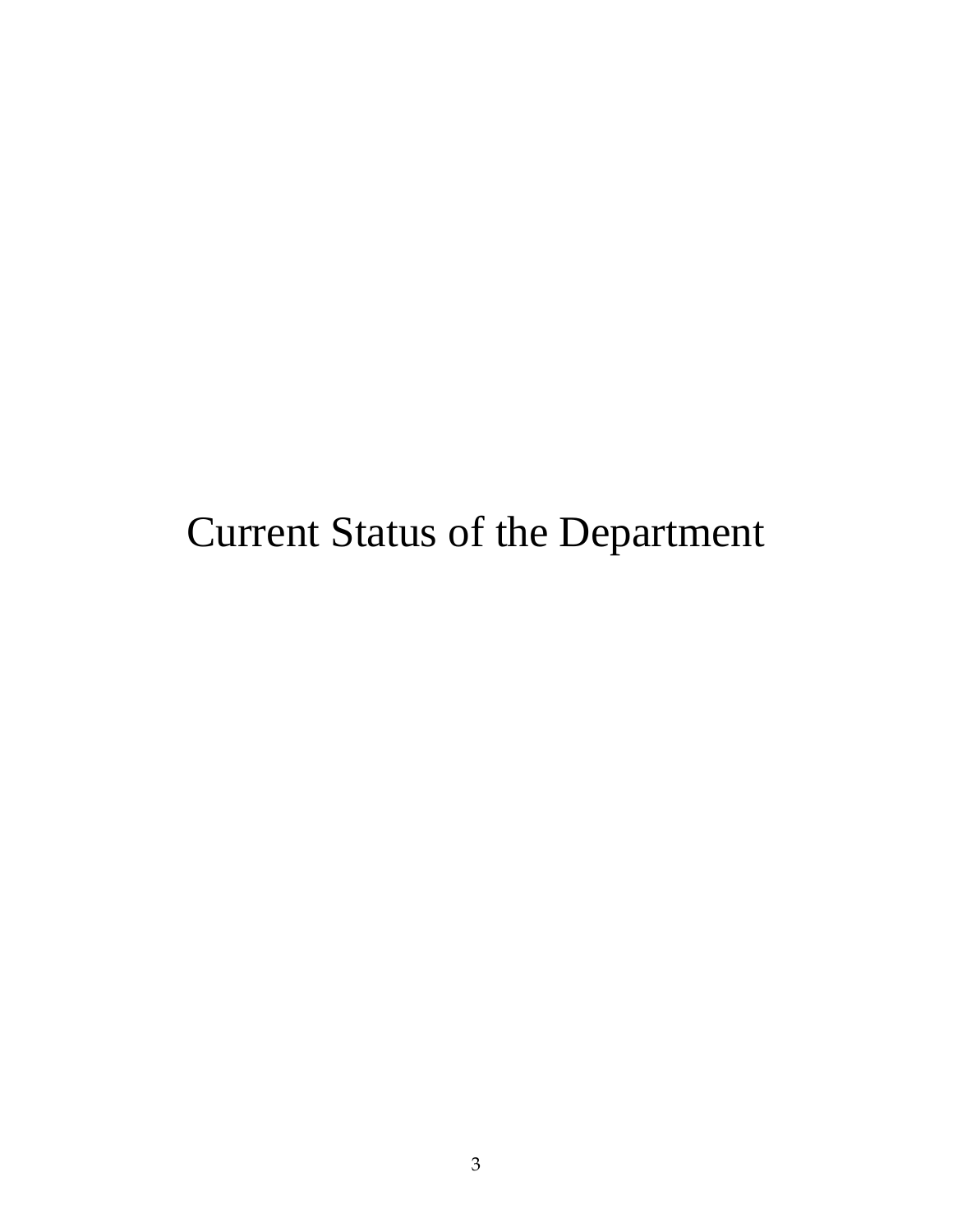# Current Status of the Department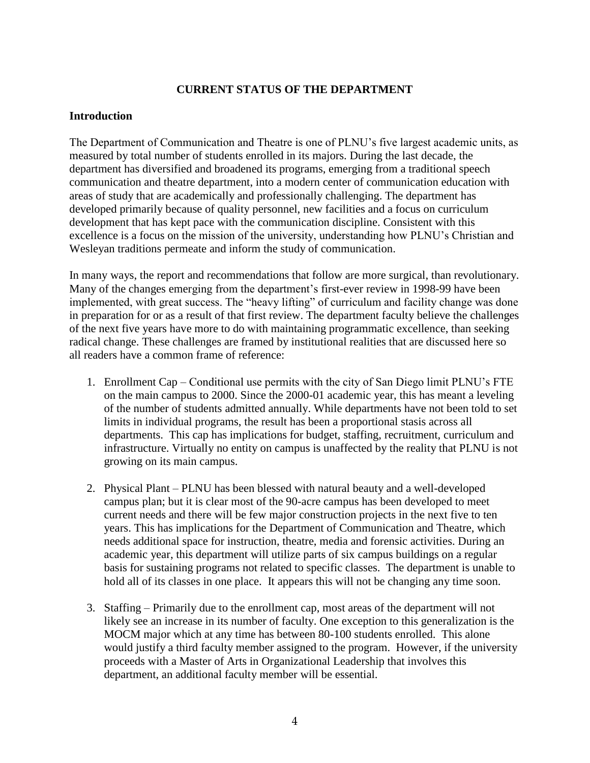# CURRENT STATUS OF THE DEPARTMENT

## Introduction

The Department of Communication and Theatre is one of PLNU's five largest academic units, as measured by total number of students enrolled in its majors. During the last decade, the department has diversified and broadened its programs, emerging from a traditional speech communication and theatre department, into a modern center of communication education with areas of study that are academically and professionally challenging. The department has developed primarily because of quality personnel, new facilities and a focus on curriculum development that has kept pace with the communication discipline. Consistent with this excellence is a focus on the mission of the university, understanding how PLNU's Christian and Wesleyan traditions permeate and inform the study of communication.

In many ways, the report and recommendations that follow are more surgical, than revolutionary. Many of the changes emerging from the department's first-ever review in 1998-99 have been implemented, with great success. The "heavy lifting" of curriculum and facility change was done in preparation for or as a result of that first review. The department faculty believe the challenges of the next five years have more to do with maintaining programmatic excellence, than seeking radical change. These challenges are framed by institutional realities that are discussed here so all readers have a common frame of reference:

1. Enrollment Cap – Conditional use permits with the city of San Diego limit PLNU's FTE on the main campus to 2000. Since the 2000-01 academic year, this has meant a leveling of the number of students admitted annually. While departments have not been told to set limits in individual programs, the result has been a proportional stasis across all departments. This cap has implications for budget, staffing, recruitment, curriculum and infrastructure. Virtually no entity on campus is unaffected by the reality that PLNU is not growing on its main campus.

2. Physical Plant – PLNU has been blessed with natural beauty and a well-developed campus plan; but it is clear most of the 90-acre campus has been developed to meet current needs and there will be few major construction projects in the next five to ten years. This has implications for the Department of Communication and Theatre, which needs additional space for instruction, theatre, media and forensic activities. During an academic year, this department will utilize parts of six campus buildings on a regular basis for sustaining programs not related to specific classes. The department is unable to hold all of its classes in one place. It appears this will not be changing any time soon.

3. Staffing – Primarily due to the enrollment cap, most areas of the department will not likely see an increase in its number of faculty. One exception to this generalization is the MOCM major which at any time has between 80-100 students enrolled. This alone would justify a third faculty member assigned to the program. However, if the university proceeds with a Master of Arts in Organizational Leadership that involves this department, an additional faculty member will be essential.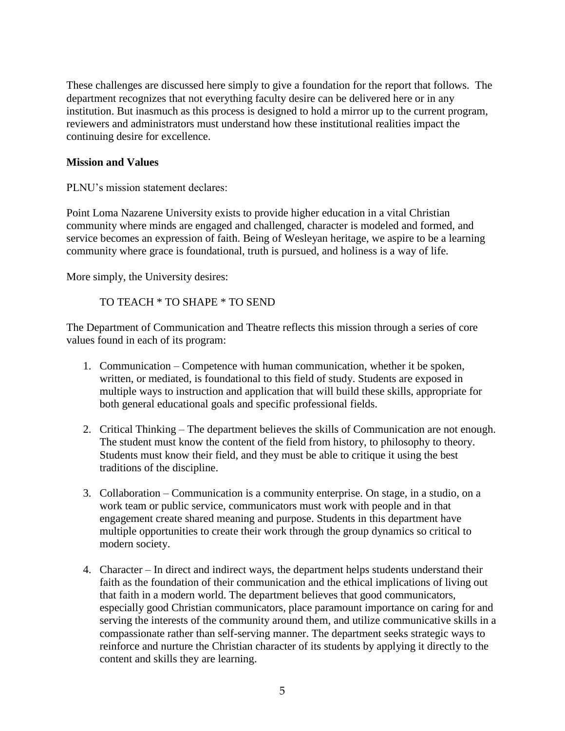These challenges are discussed here simply to give a foundation for the report that follows. The department recognizes that not everything faculty desire can be delivered here or in any institution. But inasmuch as this process is designed to hold a mirror up to the current program, reviewers and administrators must understand how these institutional realities impact the continuing desire for excellence.

**Mission and Values**

PLNU's mission statement declares:

Point Loma Nazarene University exists to provide higher education in a vital Christian community where minds are engaged and challenged, character is modeled and formed, and service becomes an expression of faith. Being of Wesleyan heritage, we aspire to be a learning community where grace is foundational, truth is pursued, and holiness is a way of life.

More simply, the University desires:

TO TEACH * TO SHAPE * TO SEND

The Department of Communication and Theatre reflects this mission through a series of core values found in each of its program:

1. Communication – Competence with human communication, whether it be spoken, written, or mediated, is foundational to this field of study. Students are exposed in multiple ways to instruction and application that will build these skills, appropriate for both general educational goals and specific professional fields.

2. Critical Thinking – The department believes the skills of Communication are not enough. The student must know the content of the field from history, to philosophy to theory. Students must know their field, and they must be able to critique it using the best traditions of the discipline.

3. Collaboration – Communication is a community enterprise. On stage, in a studio, on a work team or public service, communicators must work with people and in that engagement create shared meaning and purpose. Students in this department have multiple opportunities to create their work through the group dynamics so critical to modern society.

4. Character – In direct and indirect ways, the department helps students understand their faith as the foundation of their communication and the ethical implications of living out that faith in a modern world. The department believes that good communicators, especially good Christian communicators, place paramount importance on caring for and serving the interests of the community around them, and utilize communicative skills in a compassionate rather than self-serving manner. The department seeks strategic ways to reinforce and nurture the Christian character of its students by applying it directly to the content and skills they are learning.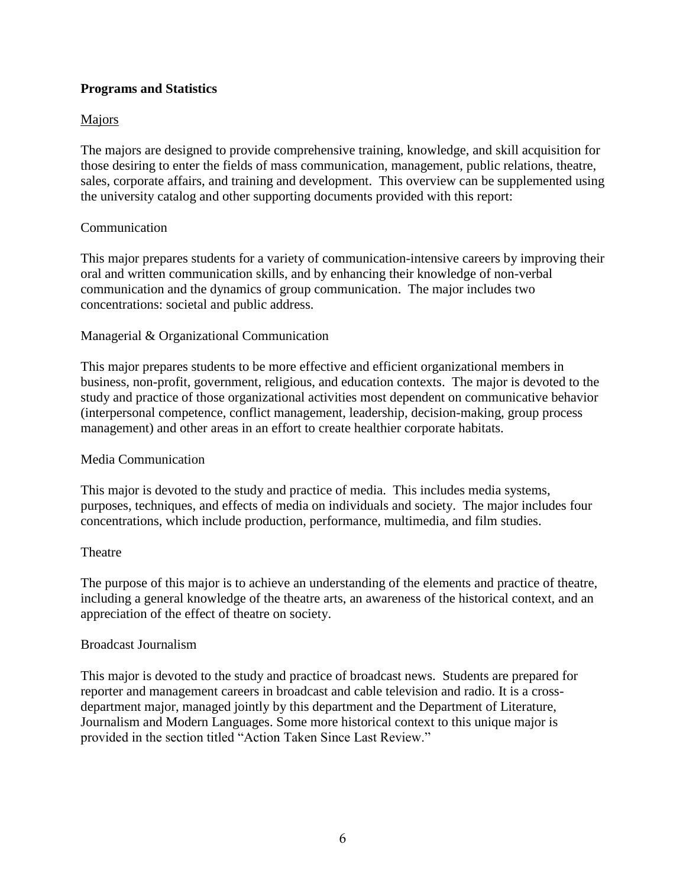**Programs and Statistics**

Majors

The majors are designed to provide comprehensive training, knowledge, and skill acquisition for those desiring to enter the fields of mass communication, management, public relations, theatre, sales, corporate affairs, and training and development. This overview can be supplemented using the university catalog and other supporting documents provided with this report:

Communication

This major prepares students for a variety of communication-intensive careers by improving their oral and written communication skills, and by enhancing their knowledge of non-verbal communication and the dynamics of group communication. The major includes two concentrations: societal and public address.

Managerial & Organizational Communication

This major prepares students to be more effective and efficient organizational members in business, non-profit, government, religious, and education contexts. The major is devoted to the study and practice of those organizational activities most dependent on communicative behavior (interpersonal competence, conflict management, leadership, decision-making, group process management) and other areas in an effort to create healthier corporate habitats.

Media Communication

This major is devoted to the study and practice of media. This includes media systems, purposes, techniques, and effects of media on individuals and society. The major includes four concentrations, which include production, performance, multimedia, and film studies.

Theatre

The purpose of this major is to achieve an understanding of the elements and practice of theatre, including a general knowledge of the theatre arts, an awareness of the historical context, and an appreciation of the effect of theatre on society.

Broadcast Journalism

This major is devoted to the study and practice of broadcast news. Students are prepared for reporter and management careers in broadcast and cable television and radio. It is a cross-department major, managed jointly by this department and the Department of Literature, Journalism and Modern Languages. Some more historical context to this unique major is provided in the section titled "Action Taken Since Last Review."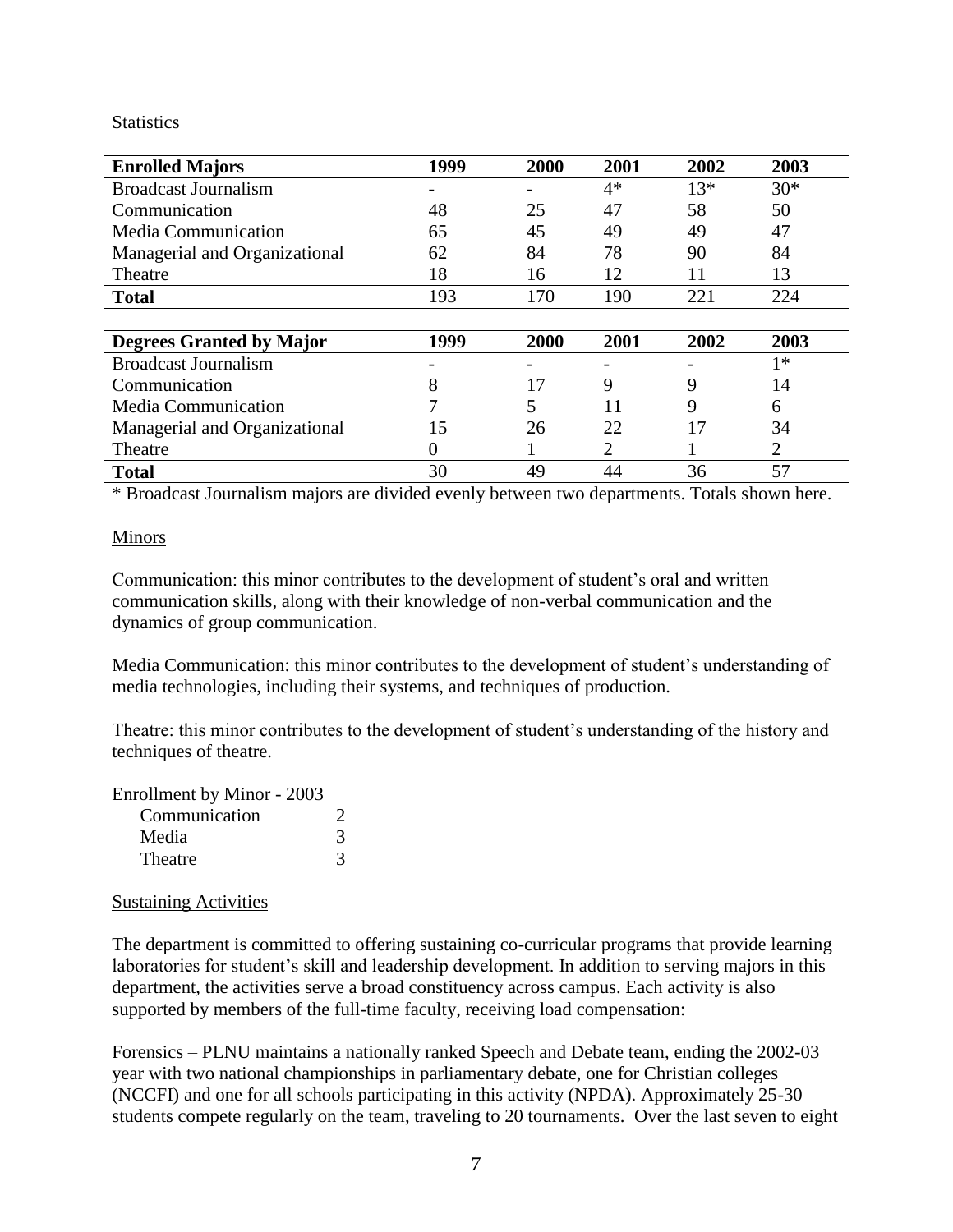Statistics

| **Enrolled Majors** | **1999** | **2000** | **2001** | **2002** | **2003** |
|---|---|---|---|---|---|
| Broadcast Journalism | - | - | 4* | 13* | 30* |
| Communication | 48 | 25 | 47 | 58 | 50 |
| Media Communication | 65 | 45 | 49 | 49 | 47 |
| Managerial and Organizational | 62 | 84 | 78 | 90 | 84 |
| Theatre | 18 | 16 | 12 | 11 | 13 |
| **Total** | 193 | 170 | 190 | 221 | 224 |

| **Degrees Granted by Major** | **1999** | **2000** | **2001** | **2002** | **2003** |
|---|---|---|---|---|---|
| Broadcast Journalism | - | - | - | - | 1* |
| Communication | 8 | 17 | 9 | 9 | 14 |
| Media Communication | 7 | 5 | 11 | 9 | 6 |
| Managerial and Organizational | 15 | 26 | 22 | 17 | 34 |
| Theatre | 0 | 1 | 2 | 1 | 2 |
| **Total** | 30 | 49 | 44 | 36 | 57 |

* Broadcast Journalism majors are divided evenly between two departments. Totals shown here.

Minors

Communication: this minor contributes to the development of student's oral and written communication skills, along with their knowledge of non-verbal communication and the dynamics of group communication.

Media Communication: this minor contributes to the development of student's understanding of media technologies, including their systems, and techniques of production.

Theatre: this minor contributes to the development of student's understanding of the history and techniques of theatre.

Enrollment by Minor - 2003

| | |
|---|---|
| Communication | 2 |
| Media | 3 |
| Theatre | 3 |

Sustaining Activities

The department is committed to offering sustaining co-curricular programs that provide learning laboratories for student's skill and leadership development. In addition to serving majors in this department, the activities serve a broad constituency across campus. Each activity is also supported by members of the full-time faculty, receiving load compensation:

Forensics – PLNU maintains a nationally ranked Speech and Debate team, ending the 2002-03 year with two national championships in parliamentary debate, one for Christian colleges (NCCFI) and one for all schools participating in this activity (NPDA). Approximately 25-30 students compete regularly on the team, traveling to 20 tournaments. Over the last seven to eight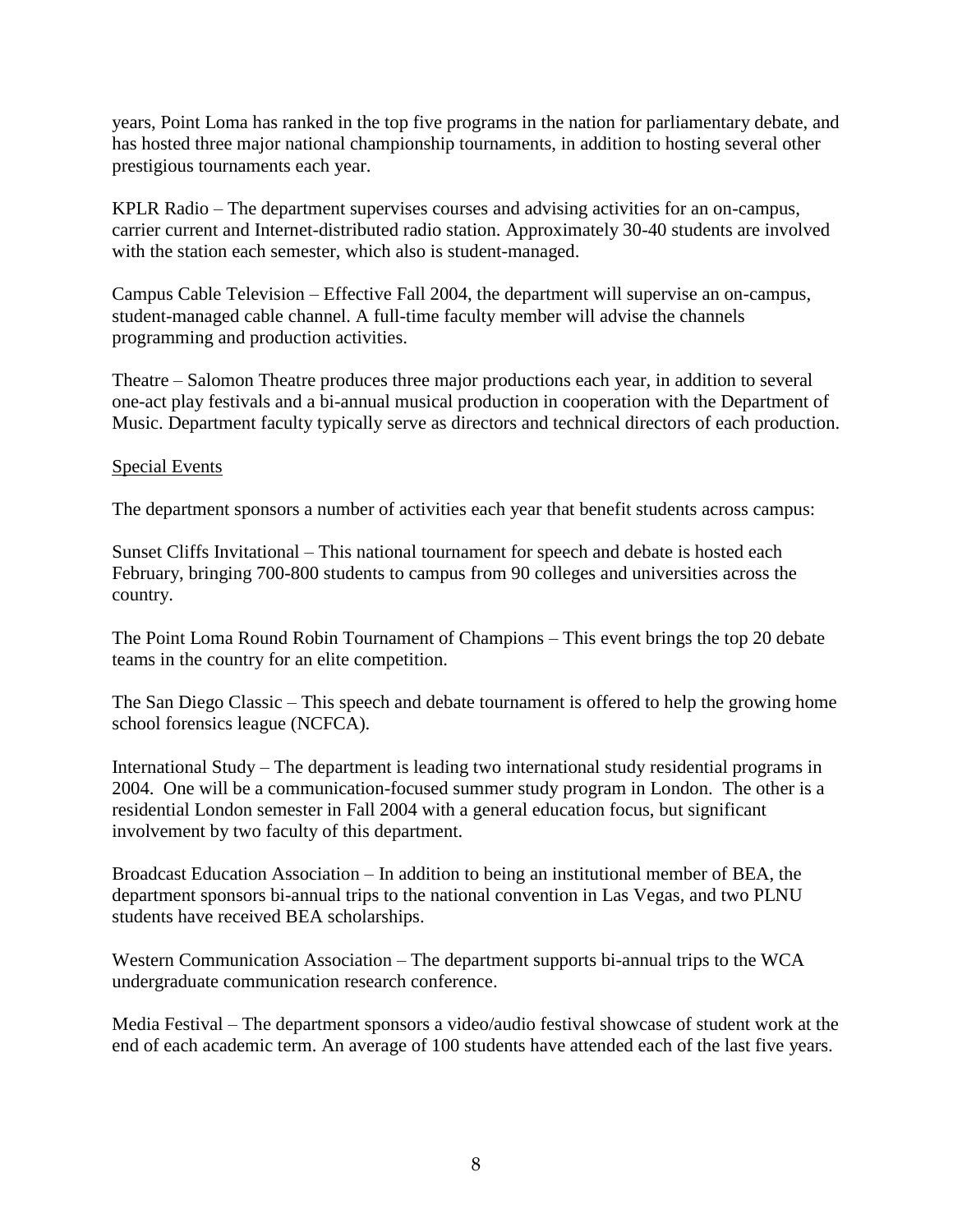years, Point Loma has ranked in the top five programs in the nation for parliamentary debate, and has hosted three major national championship tournaments, in addition to hosting several other prestigious tournaments each year.

KPLR Radio – The department supervises courses and advising activities for an on-campus, carrier current and Internet-distributed radio station. Approximately 30-40 students are involved with the station each semester, which also is student-managed.

Campus Cable Television – Effective Fall 2004, the department will supervise an on-campus, student-managed cable channel. A full-time faculty member will advise the channels programming and production activities.

Theatre – Salomon Theatre produces three major productions each year, in addition to several one-act play festivals and a bi-annual musical production in cooperation with the Department of Music. Department faculty typically serve as directors and technical directors of each production.

Special Events

The department sponsors a number of activities each year that benefit students across campus:

Sunset Cliffs Invitational – This national tournament for speech and debate is hosted each February, bringing 700-800 students to campus from 90 colleges and universities across the country.

The Point Loma Round Robin Tournament of Champions – This event brings the top 20 debate teams in the country for an elite competition.

The San Diego Classic – This speech and debate tournament is offered to help the growing home school forensics league (NCFCA).

International Study – The department is leading two international study residential programs in 2004. One will be a communication-focused summer study program in London. The other is a residential London semester in Fall 2004 with a general education focus, but significant involvement by two faculty of this department.

Broadcast Education Association – In addition to being an institutional member of BEA, the department sponsors bi-annual trips to the national convention in Las Vegas, and two PLNU students have received BEA scholarships.

Western Communication Association – The department supports bi-annual trips to the WCA undergraduate communication research conference.

Media Festival – The department sponsors a video/audio festival showcase of student work at the end of each academic term. An average of 100 students have attended each of the last five years.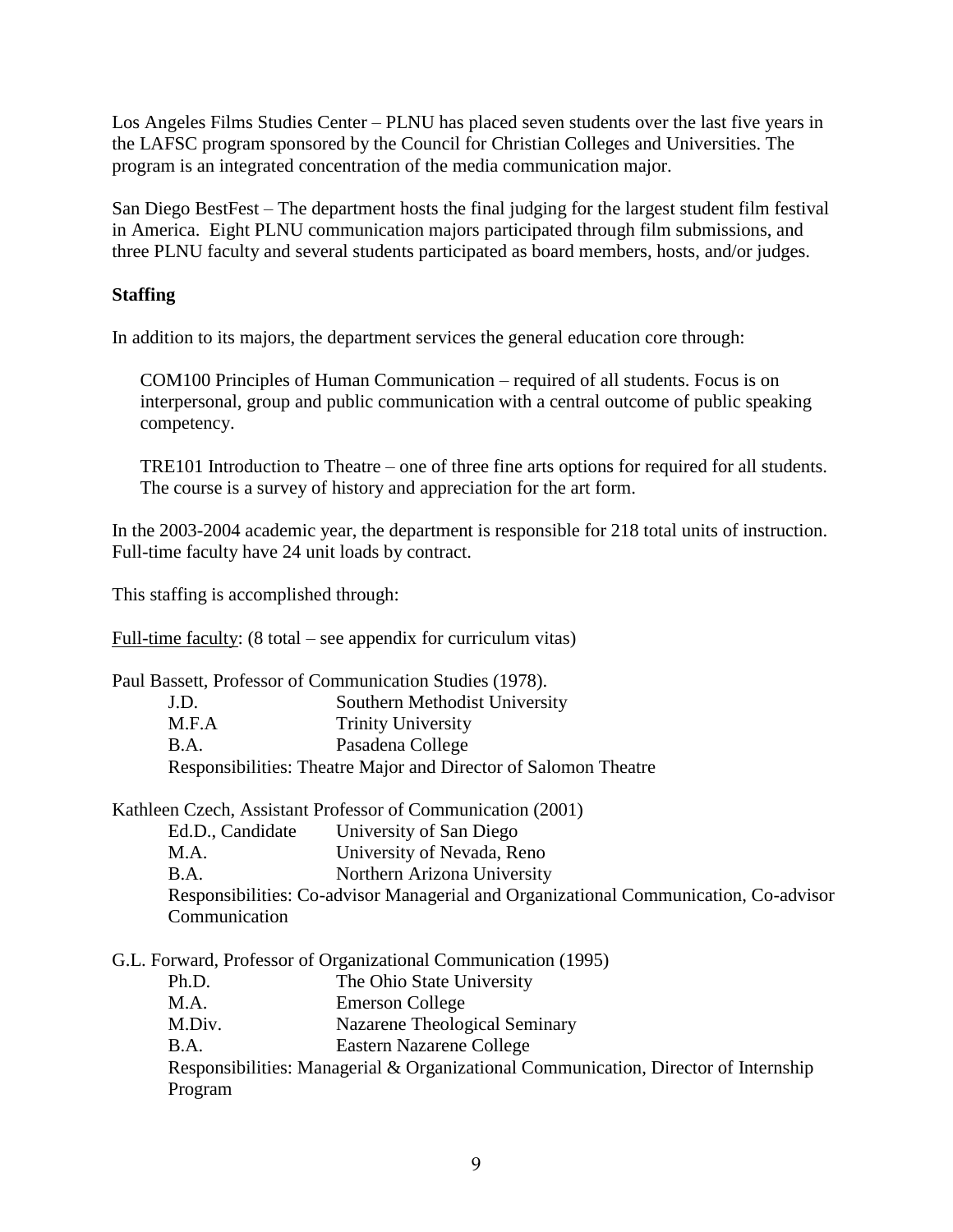Los Angeles Films Studies Center – PLNU has placed seven students over the last five years in the LAFSC program sponsored by the Council for Christian Colleges and Universities. The program is an integrated concentration of the media communication major.

San Diego BestFest – The department hosts the final judging for the largest student film festival in America. Eight PLNU communication majors participated through film submissions, and three PLNU faculty and several students participated as board members, hosts, and/or judges.

**Staffing**

In addition to its majors, the department services the general education core through:

> COM100 Principles of Human Communication – required of all students. Focus is on interpersonal, group and public communication with a central outcome of public speaking competency.
>
> TRE101 Introduction to Theatre – one of three fine arts options for required for all students. The course is a survey of history and appreciation for the art form.

In the 2003-2004 academic year, the department is responsible for 218 total units of instruction. Full-time faculty have 24 unit loads by contract.

This staffing is accomplished through:

<u>Full-time faculty</u>: (8 total – see appendix for curriculum vitas)

Paul Bassett, Professor of Communication Studies (1978).

| | |
|---|---|
| J.D. | Southern Methodist University |
| M.F.A | Trinity University |
| B.A. | Pasadena College |

Responsibilities: Theatre Major and Director of Salomon Theatre

Kathleen Czech, Assistant Professor of Communication (2001)

| | |
|---|---|
| Ed.D., Candidate | University of San Diego |
| M.A. | University of Nevada, Reno |
| B.A. | Northern Arizona University |

Responsibilities: Co-advisor Managerial and Organizational Communication, Co-advisor Communication

G.L. Forward, Professor of Organizational Communication (1995)

| | |
|---|---|
| Ph.D. | The Ohio State University |
| M.A. | Emerson College |
| M.Div. | Nazarene Theological Seminary |
| B.A. | Eastern Nazarene College |

Responsibilities: Managerial & Organizational Communication, Director of Internship Program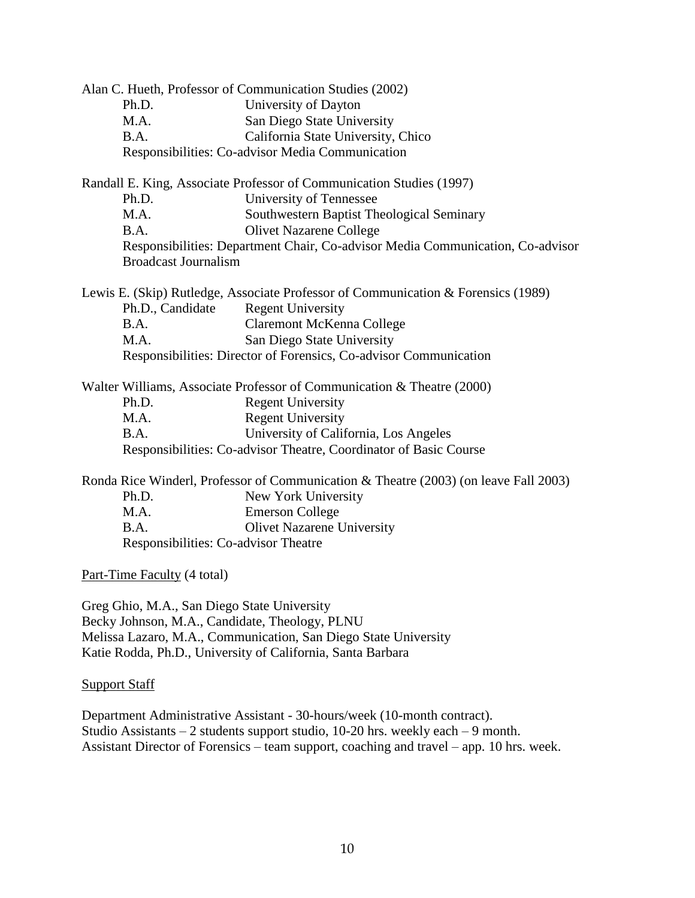Alan C. Hueth, Professor of Communication Studies (2002)

| | |
|---|---|
| Ph.D. | University of Dayton |
| M.A. | San Diego State University |
| B.A. | California State University, Chico |

Responsibilities: Co-advisor Media Communication

Randall E. King, Associate Professor of Communication Studies (1997)

| | |
|---|---|
| Ph.D. | University of Tennessee |
| M.A. | Southwestern Baptist Theological Seminary |
| B.A. | Olivet Nazarene College |

Responsibilities: Department Chair, Co-advisor Media Communication, Co-advisor Broadcast Journalism

Lewis E. (Skip) Rutledge, Associate Professor of Communication & Forensics (1989)

| | |
|---|---|
| Ph.D., Candidate | Regent University |
| B.A. | Claremont McKenna College |
| M.A. | San Diego State University |

Responsibilities: Director of Forensics, Co-advisor Communication

Walter Williams, Associate Professor of Communication & Theatre (2000)

| | |
|---|---|
| Ph.D. | Regent University |
| M.A. | Regent University |
| B.A. | University of California, Los Angeles |

Responsibilities: Co-advisor Theatre, Coordinator of Basic Course

Ronda Rice Winderl, Professor of Communication & Theatre (2003) (on leave Fall 2003)

| | |
|---|---|
| Ph.D. | New York University |
| M.A. | Emerson College |
| B.A. | Olivet Nazarene University |

Responsibilities: Co-advisor Theatre

<u>Part-Time Faculty</u> (4 total)

Greg Ghio, M.A., San Diego State University
Becky Johnson, M.A., Candidate, Theology, PLNU
Melissa Lazaro, M.A., Communication, San Diego State University
Katie Rodda, Ph.D., University of California, Santa Barbara

<u>Support Staff</u>

Department Administrative Assistant - 30-hours/week (10-month contract).
Studio Assistants – 2 students support studio, 10-20 hrs. weekly each – 9 month.
Assistant Director of Forensics – team support, coaching and travel – app. 10 hrs. week.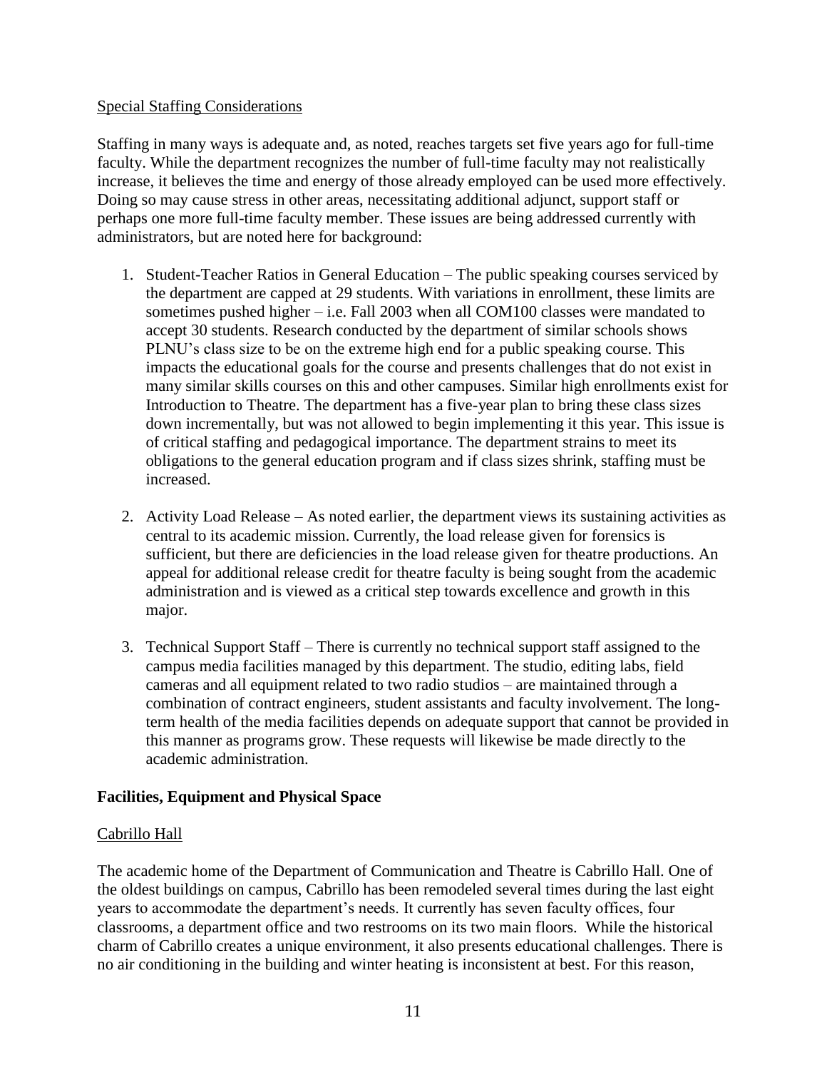<u>Special Staffing Considerations</u>

Staffing in many ways is adequate and, as noted, reaches targets set five years ago for full-time faculty. While the department recognizes the number of full-time faculty may not realistically increase, it believes the time and energy of those already employed can be used more effectively. Doing so may cause stress in other areas, necessitating additional adjunct, support staff or perhaps one more full-time faculty member. These issues are being addressed currently with administrators, but are noted here for background:

1. Student-Teacher Ratios in General Education – The public speaking courses serviced by the department are capped at 29 students. With variations in enrollment, these limits are sometimes pushed higher – i.e. Fall 2003 when all COM100 classes were mandated to accept 30 students. Research conducted by the department of similar schools shows PLNU's class size to be on the extreme high end for a public speaking course. This impacts the educational goals for the course and presents challenges that do not exist in many similar skills courses on this and other campuses. Similar high enrollments exist for Introduction to Theatre. The department has a five-year plan to bring these class sizes down incrementally, but was not allowed to begin implementing it this year. This issue is of critical staffing and pedagogical importance. The department strains to meet its obligations to the general education program and if class sizes shrink, staffing must be increased.

2. Activity Load Release – As noted earlier, the department views its sustaining activities as central to its academic mission. Currently, the load release given for forensics is sufficient, but there are deficiencies in the load release given for theatre productions. An appeal for additional release credit for theatre faculty is being sought from the academic administration and is viewed as a critical step towards excellence and growth in this major.

3. Technical Support Staff – There is currently no technical support staff assigned to the campus media facilities managed by this department. The studio, editing labs, field cameras and all equipment related to two radio studios – are maintained through a combination of contract engineers, student assistants and faculty involvement. The long-term health of the media facilities depends on adequate support that cannot be provided in this manner as programs grow. These requests will likewise be made directly to the academic administration.

## Facilities, Equipment and Physical Space

<u>Cabrillo Hall</u>

The academic home of the Department of Communication and Theatre is Cabrillo Hall. One of the oldest buildings on campus, Cabrillo has been remodeled several times during the last eight years to accommodate the department's needs. It currently has seven faculty offices, four classrooms, a department office and two restrooms on its two main floors. While the historical charm of Cabrillo creates a unique environment, it also presents educational challenges. There is no air conditioning in the building and winter heating is inconsistent at best. For this reason,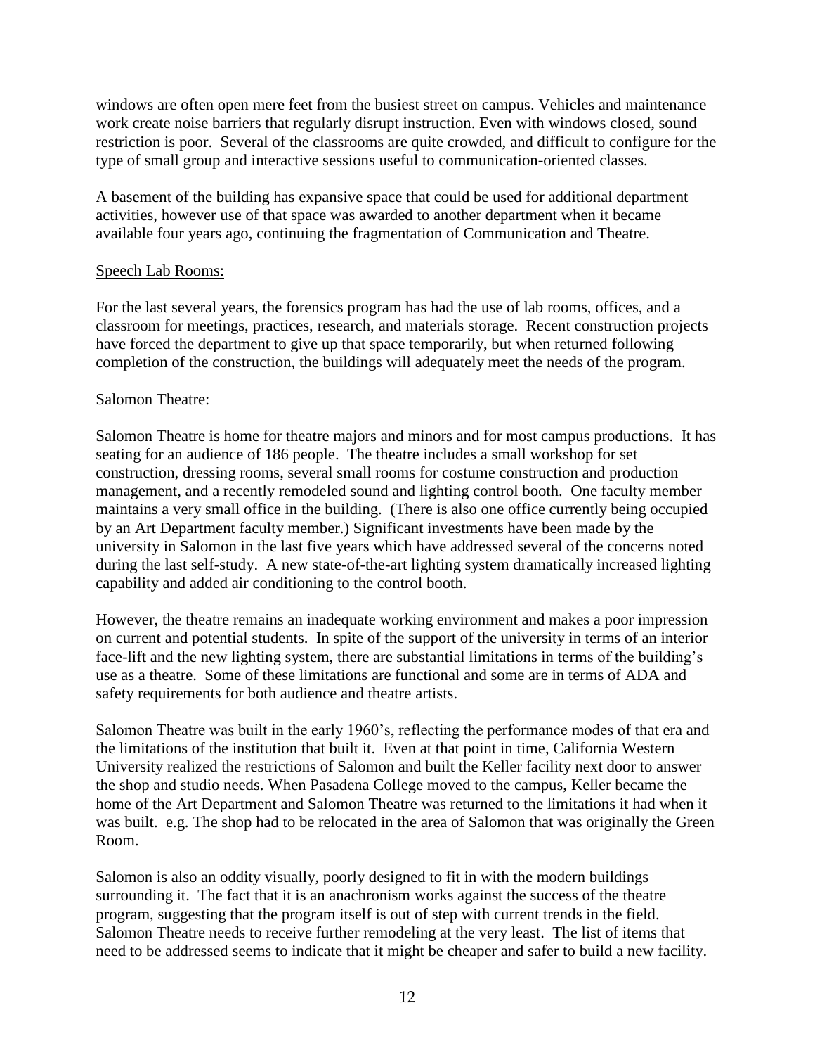windows are often open mere feet from the busiest street on campus. Vehicles and maintenance work create noise barriers that regularly disrupt instruction. Even with windows closed, sound restriction is poor. Several of the classrooms are quite crowded, and difficult to configure for the type of small group and interactive sessions useful to communication-oriented classes.

A basement of the building has expansive space that could be used for additional department activities, however use of that space was awarded to another department when it became available four years ago, continuing the fragmentation of Communication and Theatre.

<u>Speech Lab Rooms:</u>

For the last several years, the forensics program has had the use of lab rooms, offices, and a classroom for meetings, practices, research, and materials storage. Recent construction projects have forced the department to give up that space temporarily, but when returned following completion of the construction, the buildings will adequately meet the needs of the program.

<u>Salomon Theatre:</u>

Salomon Theatre is home for theatre majors and minors and for most campus productions. It has seating for an audience of 186 people. The theatre includes a small workshop for set construction, dressing rooms, several small rooms for costume construction and production management, and a recently remodeled sound and lighting control booth. One faculty member maintains a very small office in the building. (There is also one office currently being occupied by an Art Department faculty member.) Significant investments have been made by the university in Salomon in the last five years which have addressed several of the concerns noted during the last self-study. A new state-of-the-art lighting system dramatically increased lighting capability and added air conditioning to the control booth.

However, the theatre remains an inadequate working environment and makes a poor impression on current and potential students. In spite of the support of the university in terms of an interior face-lift and the new lighting system, there are substantial limitations in terms of the building's use as a theatre. Some of these limitations are functional and some are in terms of ADA and safety requirements for both audience and theatre artists.

Salomon Theatre was built in the early 1960's, reflecting the performance modes of that era and the limitations of the institution that built it. Even at that point in time, California Western University realized the restrictions of Salomon and built the Keller facility next door to answer the shop and studio needs. When Pasadena College moved to the campus, Keller became the home of the Art Department and Salomon Theatre was returned to the limitations it had when it was built. e.g. The shop had to be relocated in the area of Salomon that was originally the Green Room.

Salomon is also an oddity visually, poorly designed to fit in with the modern buildings surrounding it. The fact that it is an anachronism works against the success of the theatre program, suggesting that the program itself is out of step with current trends in the field. Salomon Theatre needs to receive further remodeling at the very least. The list of items that need to be addressed seems to indicate that it might be cheaper and safer to build a new facility.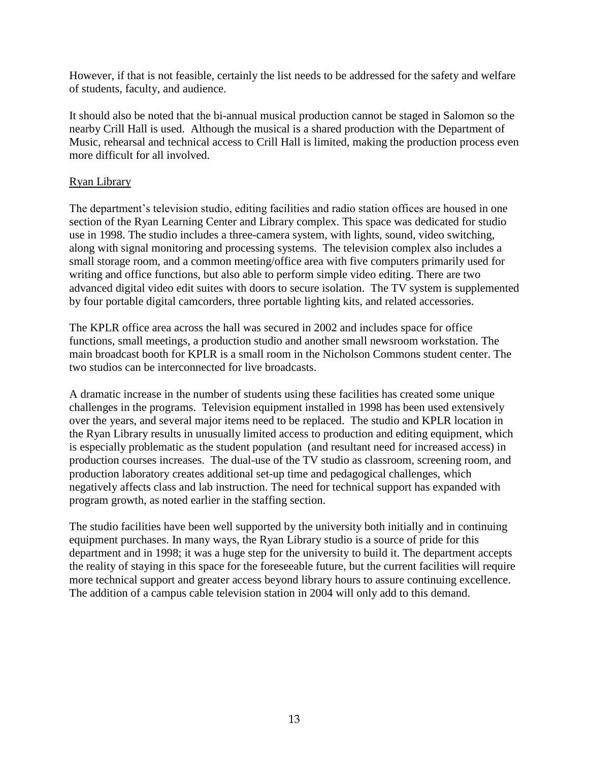However, if that is not feasible, certainly the list needs to be addressed for the safety and welfare of students, faculty, and audience.

It should also be noted that the bi-annual musical production cannot be staged in Salomon so the nearby Crill Hall is used. Although the musical is a shared production with the Department of Music, rehearsal and technical access to Crill Hall is limited, making the production process even more difficult for all involved.

Ryan Library

The department's television studio, editing facilities and radio station offices are housed in one section of the Ryan Learning Center and Library complex. This space was dedicated for studio use in 1998. The studio includes a three-camera system, with lights, sound, video switching, along with signal monitoring and processing systems. The television complex also includes a small storage room, and a common meeting/office area with five computers primarily used for writing and office functions, but also able to perform simple video editing. There are two advanced digital video edit suites with doors to secure isolation. The TV system is supplemented by four portable digital camcorders, three portable lighting kits, and related accessories.

The KPLR office area across the hall was secured in 2002 and includes space for office functions, small meetings, a production studio and another small newsroom workstation. The main broadcast booth for KPLR is a small room in the Nicholson Commons student center. The two studios can be interconnected for live broadcasts.

A dramatic increase in the number of students using these facilities has created some unique challenges in the programs. Television equipment installed in 1998 has been used extensively over the years, and several major items need to be replaced. The studio and KPLR location in the Ryan Library results in unusually limited access to production and editing equipment, which is especially problematic as the student population (and resultant need for increased access) in production courses increases. The dual-use of the TV studio as classroom, screening room, and production laboratory creates additional set-up time and pedagogical challenges, which negatively affects class and lab instruction. The need for technical support has expanded with program growth, as noted earlier in the staffing section.

The studio facilities have been well supported by the university both initially and in continuing equipment purchases. In many ways, the Ryan Library studio is a source of pride for this department and in 1998; it was a huge step for the university to build it. The department accepts the reality of staying in this space for the foreseeable future, but the current facilities will require more technical support and greater access beyond library hours to assure continuing excellence. The addition of a campus cable television station in 2004 will only add to this demand.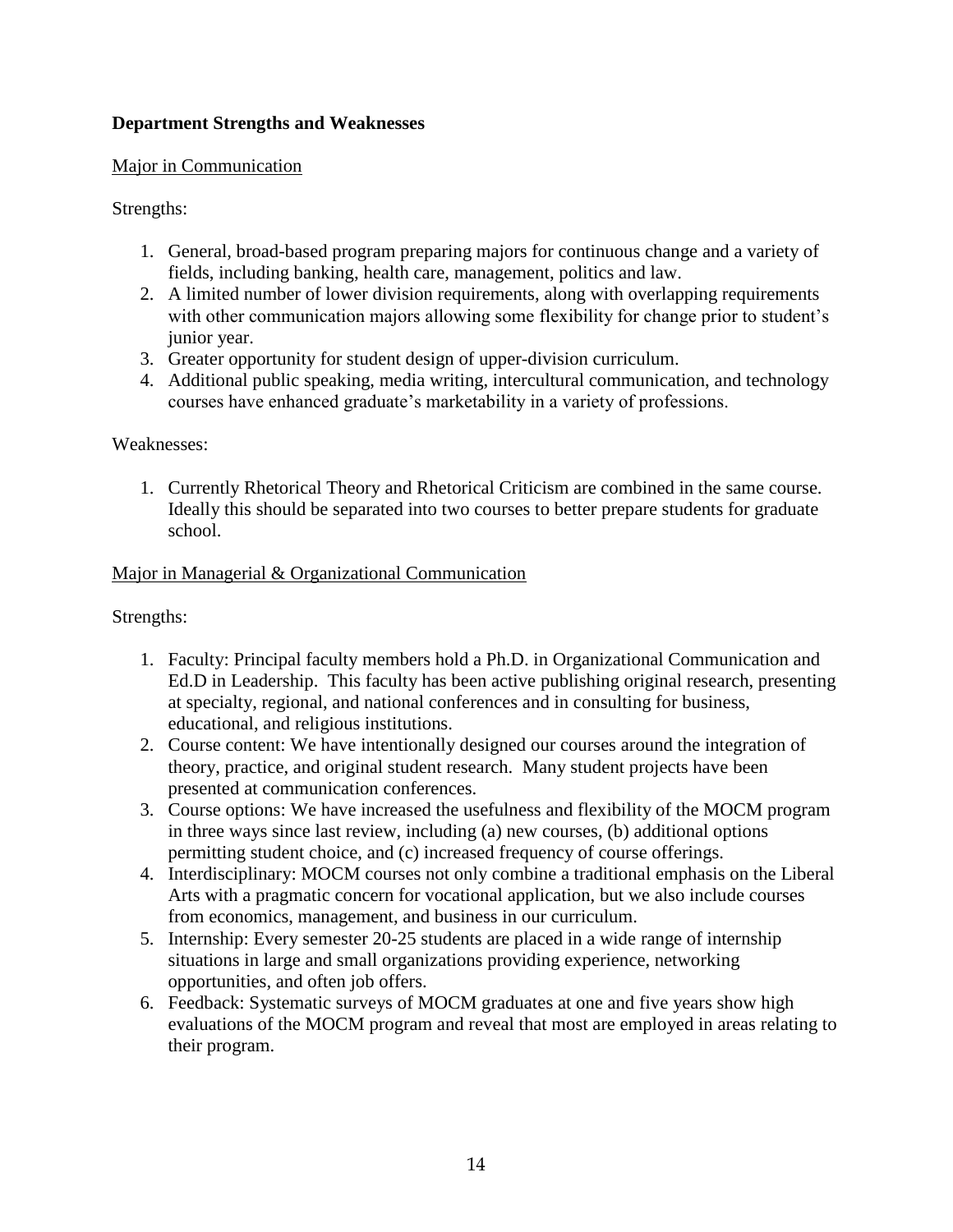**Department Strengths and Weaknesses**

Major in Communication

Strengths:

1. General, broad-based program preparing majors for continuous change and a variety of fields, including banking, health care, management, politics and law.
2. A limited number of lower division requirements, along with overlapping requirements with other communication majors allowing some flexibility for change prior to student's junior year.
3. Greater opportunity for student design of upper-division curriculum.
4. Additional public speaking, media writing, intercultural communication, and technology courses have enhanced graduate's marketability in a variety of professions.

Weaknesses:

1. Currently Rhetorical Theory and Rhetorical Criticism are combined in the same course. Ideally this should be separated into two courses to better prepare students for graduate school.

Major in Managerial & Organizational Communication

Strengths:

1. Faculty: Principal faculty members hold a Ph.D. in Organizational Communication and Ed.D in Leadership. This faculty has been active publishing original research, presenting at specialty, regional, and national conferences and in consulting for business, educational, and religious institutions.
2. Course content: We have intentionally designed our courses around the integration of theory, practice, and original student research. Many student projects have been presented at communication conferences.
3. Course options: We have increased the usefulness and flexibility of the MOCM program in three ways since last review, including (a) new courses, (b) additional options permitting student choice, and (c) increased frequency of course offerings.
4. Interdisciplinary: MOCM courses not only combine a traditional emphasis on the Liberal Arts with a pragmatic concern for vocational application, but we also include courses from economics, management, and business in our curriculum.
5. Internship: Every semester 20-25 students are placed in a wide range of internship situations in large and small organizations providing experience, networking opportunities, and often job offers.
6. Feedback: Systematic surveys of MOCM graduates at one and five years show high evaluations of the MOCM program and reveal that most are employed in areas relating to their program.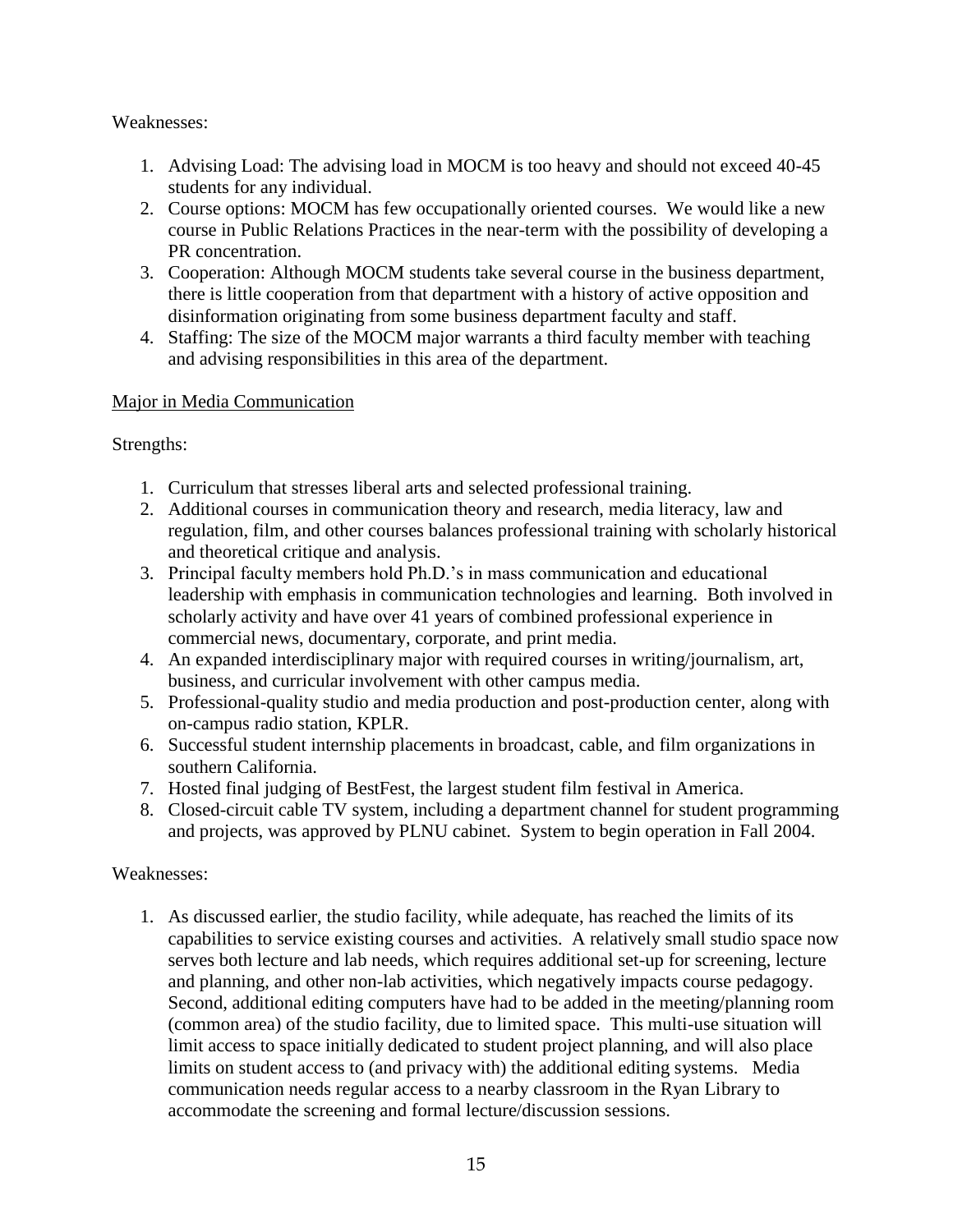Weaknesses:

1. Advising Load: The advising load in MOCM is too heavy and should not exceed 40-45 students for any individual.
2. Course options: MOCM has few occupationally oriented courses. We would like a new course in Public Relations Practices in the near-term with the possibility of developing a PR concentration.
3. Cooperation: Although MOCM students take several course in the business department, there is little cooperation from that department with a history of active opposition and disinformation originating from some business department faculty and staff.
4. Staffing: The size of the MOCM major warrants a third faculty member with teaching and advising responsibilities in this area of the department.

<u>Major in Media Communication</u>

Strengths:

1. Curriculum that stresses liberal arts and selected professional training.
2. Additional courses in communication theory and research, media literacy, law and regulation, film, and other courses balances professional training with scholarly historical and theoretical critique and analysis.
3. Principal faculty members hold Ph.D.'s in mass communication and educational leadership with emphasis in communication technologies and learning. Both involved in scholarly activity and have over 41 years of combined professional experience in commercial news, documentary, corporate, and print media.
4. An expanded interdisciplinary major with required courses in writing/journalism, art, business, and curricular involvement with other campus media.
5. Professional-quality studio and media production and post-production center, along with on-campus radio station, KPLR.
6. Successful student internship placements in broadcast, cable, and film organizations in southern California.
7. Hosted final judging of BestFest, the largest student film festival in America.
8. Closed-circuit cable TV system, including a department channel for student programming and projects, was approved by PLNU cabinet. System to begin operation in Fall 2004.

Weaknesses:

1. As discussed earlier, the studio facility, while adequate, has reached the limits of its capabilities to service existing courses and activities. A relatively small studio space now serves both lecture and lab needs, which requires additional set-up for screening, lecture and planning, and other non-lab activities, which negatively impacts course pedagogy. Second, additional editing computers have had to be added in the meeting/planning room (common area) of the studio facility, due to limited space. This multi-use situation will limit access to space initially dedicated to student project planning, and will also place limits on student access to (and privacy with) the additional editing systems. Media communication needs regular access to a nearby classroom in the Ryan Library to accommodate the screening and formal lecture/discussion sessions.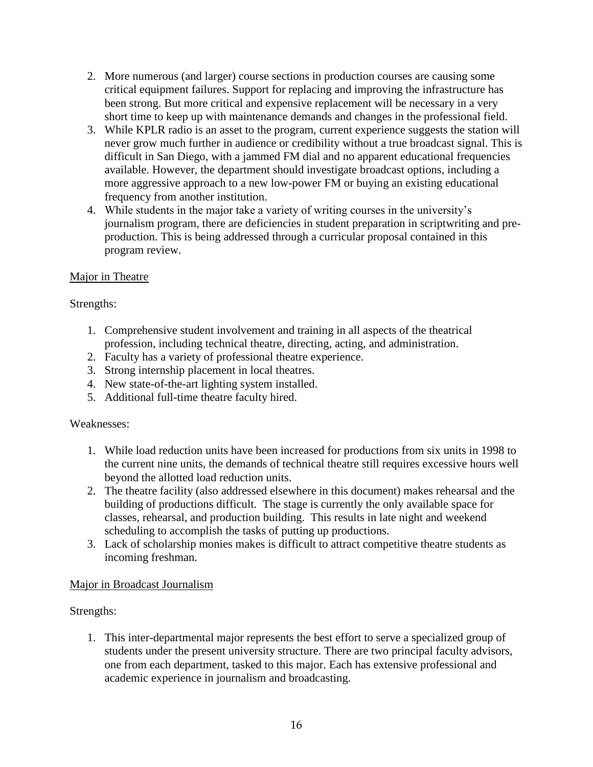2. More numerous (and larger) course sections in production courses are causing some critical equipment failures. Support for replacing and improving the infrastructure has been strong. But more critical and expensive replacement will be necessary in a very short time to keep up with maintenance demands and changes in the professional field.
3. While KPLR radio is an asset to the program, current experience suggests the station will never grow much further in audience or credibility without a true broadcast signal. This is difficult in San Diego, with a jammed FM dial and no apparent educational frequencies available. However, the department should investigate broadcast options, including a more aggressive approach to a new low-power FM or buying an existing educational frequency from another institution.
4. While students in the major take a variety of writing courses in the university's journalism program, there are deficiencies in student preparation in scriptwriting and pre-production. This is being addressed through a curricular proposal contained in this program review.

<u>Major in Theatre</u>

Strengths:

1. Comprehensive student involvement and training in all aspects of the theatrical profession, including technical theatre, directing, acting, and administration.
2. Faculty has a variety of professional theatre experience.
3. Strong internship placement in local theatres.
4. New state-of-the-art lighting system installed.
5. Additional full-time theatre faculty hired.

Weaknesses:

1. While load reduction units have been increased for productions from six units in 1998 to the current nine units, the demands of technical theatre still requires excessive hours well beyond the allotted load reduction units.
2. The theatre facility (also addressed elsewhere in this document) makes rehearsal and the building of productions difficult. The stage is currently the only available space for classes, rehearsal, and production building. This results in late night and weekend scheduling to accomplish the tasks of putting up productions.
3. Lack of scholarship monies makes is difficult to attract competitive theatre students as incoming freshman.

<u>Major in Broadcast Journalism</u>

Strengths:

1. This inter-departmental major represents the best effort to serve a specialized group of students under the present university structure. There are two principal faculty advisors, one from each department, tasked to this major. Each has extensive professional and academic experience in journalism and broadcasting.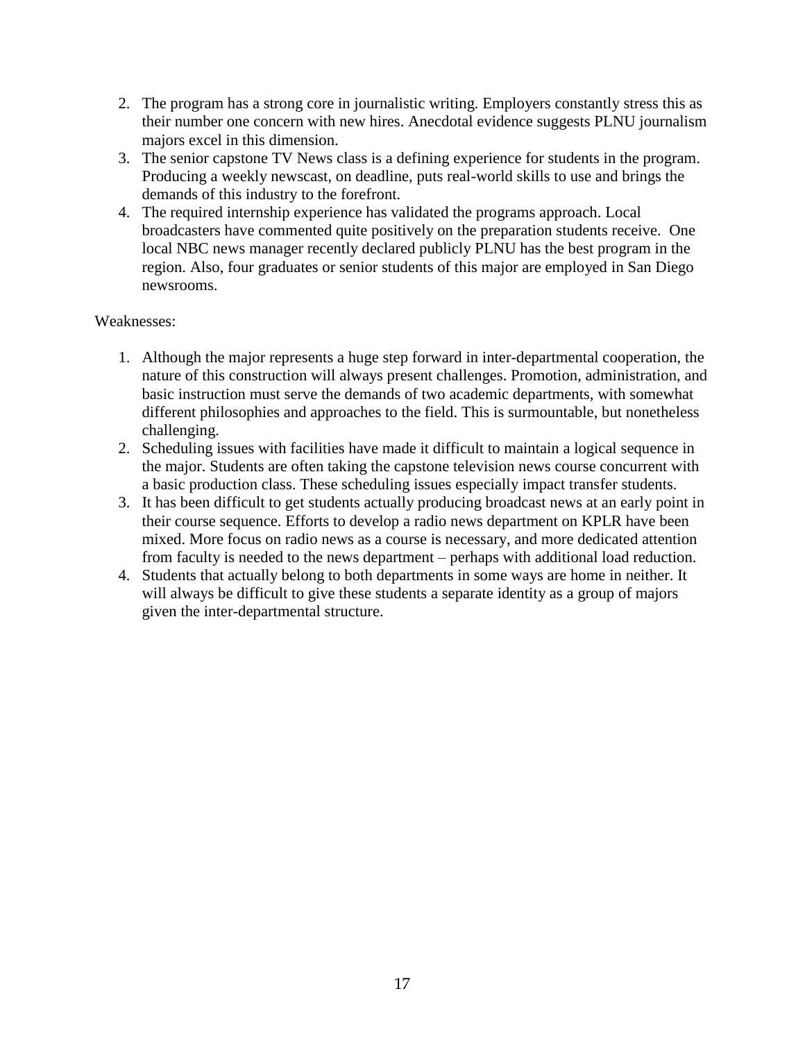2. The program has a strong core in journalistic writing. Employers constantly stress this as their number one concern with new hires. Anecdotal evidence suggests PLNU journalism majors excel in this dimension.
3. The senior capstone TV News class is a defining experience for students in the program. Producing a weekly newscast, on deadline, puts real-world skills to use and brings the demands of this industry to the forefront.
4. The required internship experience has validated the programs approach. Local broadcasters have commented quite positively on the preparation students receive. One local NBC news manager recently declared publicly PLNU has the best program in the region. Also, four graduates or senior students of this major are employed in San Diego newsrooms.

Weaknesses:

1. Although the major represents a huge step forward in inter-departmental cooperation, the nature of this construction will always present challenges. Promotion, administration, and basic instruction must serve the demands of two academic departments, with somewhat different philosophies and approaches to the field. This is surmountable, but nonetheless challenging.
2. Scheduling issues with facilities have made it difficult to maintain a logical sequence in the major. Students are often taking the capstone television news course concurrent with a basic production class. These scheduling issues especially impact transfer students.
3. It has been difficult to get students actually producing broadcast news at an early point in their course sequence. Efforts to develop a radio news department on KPLR have been mixed. More focus on radio news as a course is necessary, and more dedicated attention from faculty is needed to the news department – perhaps with additional load reduction.
4. Students that actually belong to both departments in some ways are home in neither. It will always be difficult to give these students a separate identity as a group of majors given the inter-departmental structure.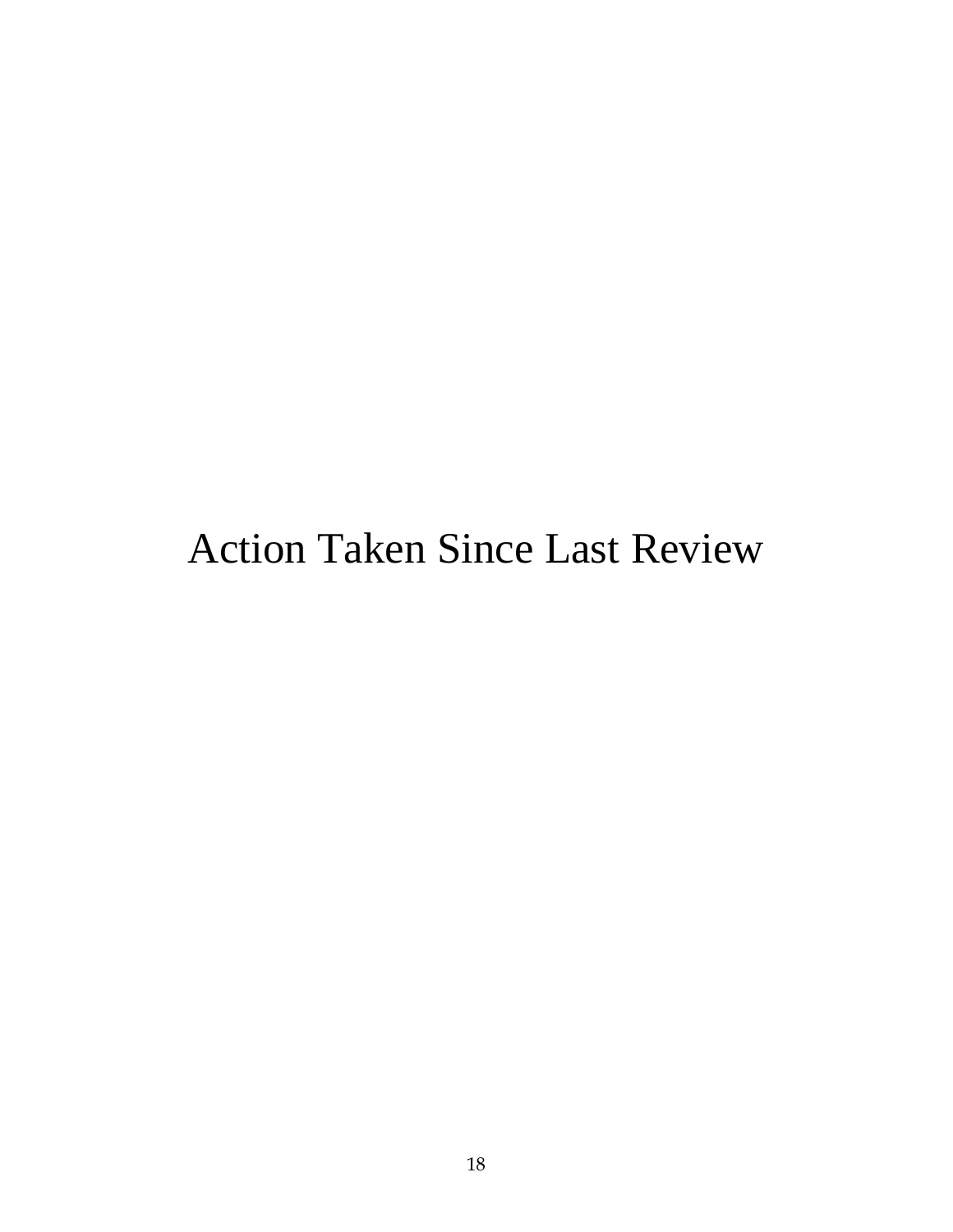# Action Taken Since Last Review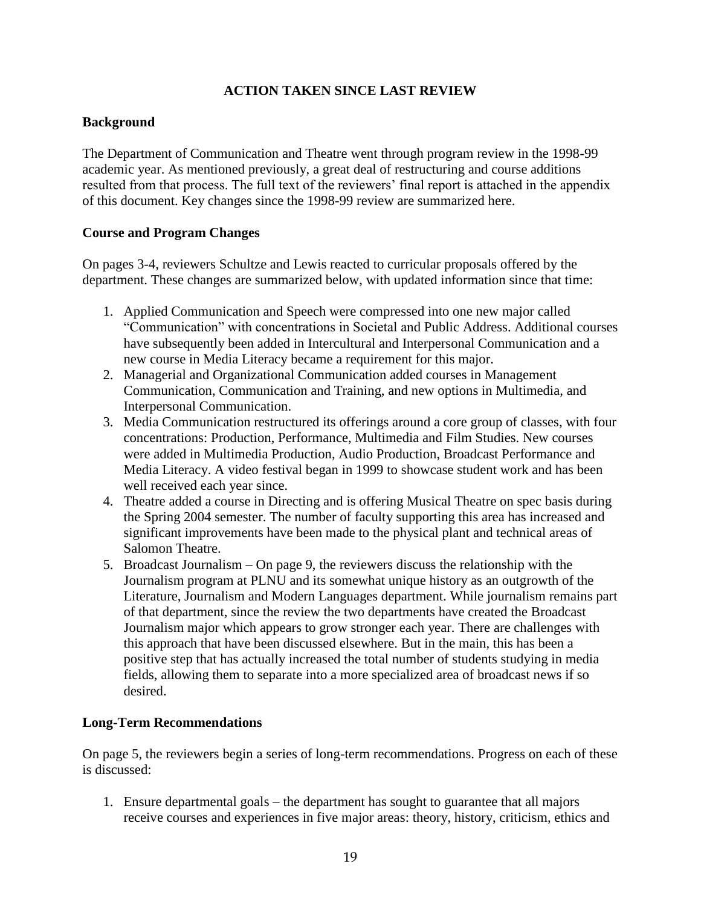## ACTION TAKEN SINCE LAST REVIEW

### Background

The Department of Communication and Theatre went through program review in the 1998-99 academic year. As mentioned previously, a great deal of restructuring and course additions resulted from that process. The full text of the reviewers' final report is attached in the appendix of this document. Key changes since the 1998-99 review are summarized here.

### Course and Program Changes

On pages 3-4, reviewers Schultze and Lewis reacted to curricular proposals offered by the department. These changes are summarized below, with updated information since that time:

1. Applied Communication and Speech were compressed into one new major called "Communication" with concentrations in Societal and Public Address. Additional courses have subsequently been added in Intercultural and Interpersonal Communication and a new course in Media Literacy became a requirement for this major.
2. Managerial and Organizational Communication added courses in Management Communication, Communication and Training, and new options in Multimedia, and Interpersonal Communication.
3. Media Communication restructured its offerings around a core group of classes, with four concentrations: Production, Performance, Multimedia and Film Studies. New courses were added in Multimedia Production, Audio Production, Broadcast Performance and Media Literacy. A video festival began in 1999 to showcase student work and has been well received each year since.
4. Theatre added a course in Directing and is offering Musical Theatre on spec basis during the Spring 2004 semester. The number of faculty supporting this area has increased and significant improvements have been made to the physical plant and technical areas of Salomon Theatre.
5. Broadcast Journalism – On page 9, the reviewers discuss the relationship with the Journalism program at PLNU and its somewhat unique history as an outgrowth of the Literature, Journalism and Modern Languages department. While journalism remains part of that department, since the review the two departments have created the Broadcast Journalism major which appears to grow stronger each year. There are challenges with this approach that have been discussed elsewhere. But in the main, this has been a positive step that has actually increased the total number of students studying in media fields, allowing them to separate into a more specialized area of broadcast news if so desired.

### Long-Term Recommendations

On page 5, the reviewers begin a series of long-term recommendations. Progress on each of these is discussed:

1. Ensure departmental goals – the department has sought to guarantee that all majors receive courses and experiences in five major areas: theory, history, criticism, ethics and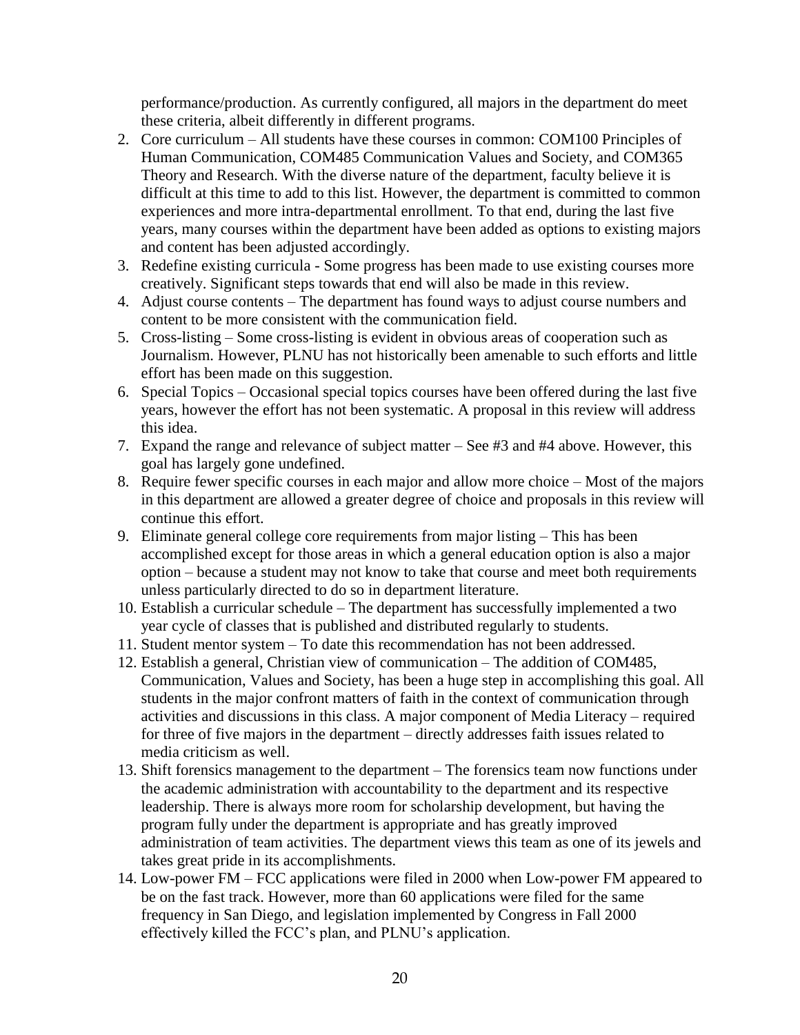performance/production. As currently configured, all majors in the department do meet these criteria, albeit differently in different programs.

2. Core curriculum – All students have these courses in common: COM100 Principles of Human Communication, COM485 Communication Values and Society, and COM365 Theory and Research. With the diverse nature of the department, faculty believe it is difficult at this time to add to this list. However, the department is committed to common experiences and more intra-departmental enrollment. To that end, during the last five years, many courses within the department have been added as options to existing majors and content has been adjusted accordingly.
3. Redefine existing curricula - Some progress has been made to use existing courses more creatively. Significant steps towards that end will also be made in this review.
4. Adjust course contents – The department has found ways to adjust course numbers and content to be more consistent with the communication field.
5. Cross-listing – Some cross-listing is evident in obvious areas of cooperation such as Journalism. However, PLNU has not historically been amenable to such efforts and little effort has been made on this suggestion.
6. Special Topics – Occasional special topics courses have been offered during the last five years, however the effort has not been systematic. A proposal in this review will address this idea.
7. Expand the range and relevance of subject matter – See #3 and #4 above. However, this goal has largely gone undefined.
8. Require fewer specific courses in each major and allow more choice – Most of the majors in this department are allowed a greater degree of choice and proposals in this review will continue this effort.
9. Eliminate general college core requirements from major listing – This has been accomplished except for those areas in which a general education option is also a major option – because a student may not know to take that course and meet both requirements unless particularly directed to do so in department literature.
10. Establish a curricular schedule – The department has successfully implemented a two year cycle of classes that is published and distributed regularly to students.
11. Student mentor system – To date this recommendation has not been addressed.
12. Establish a general, Christian view of communication – The addition of COM485, Communication, Values and Society, has been a huge step in accomplishing this goal. All students in the major confront matters of faith in the context of communication through activities and discussions in this class. A major component of Media Literacy – required for three of five majors in the department – directly addresses faith issues related to media criticism as well.
13. Shift forensics management to the department – The forensics team now functions under the academic administration with accountability to the department and its respective leadership. There is always more room for scholarship development, but having the program fully under the department is appropriate and has greatly improved administration of team activities. The department views this team as one of its jewels and takes great pride in its accomplishments.
14. Low-power FM – FCC applications were filed in 2000 when Low-power FM appeared to be on the fast track. However, more than 60 applications were filed for the same frequency in San Diego, and legislation implemented by Congress in Fall 2000 effectively killed the FCC's plan, and PLNU's application.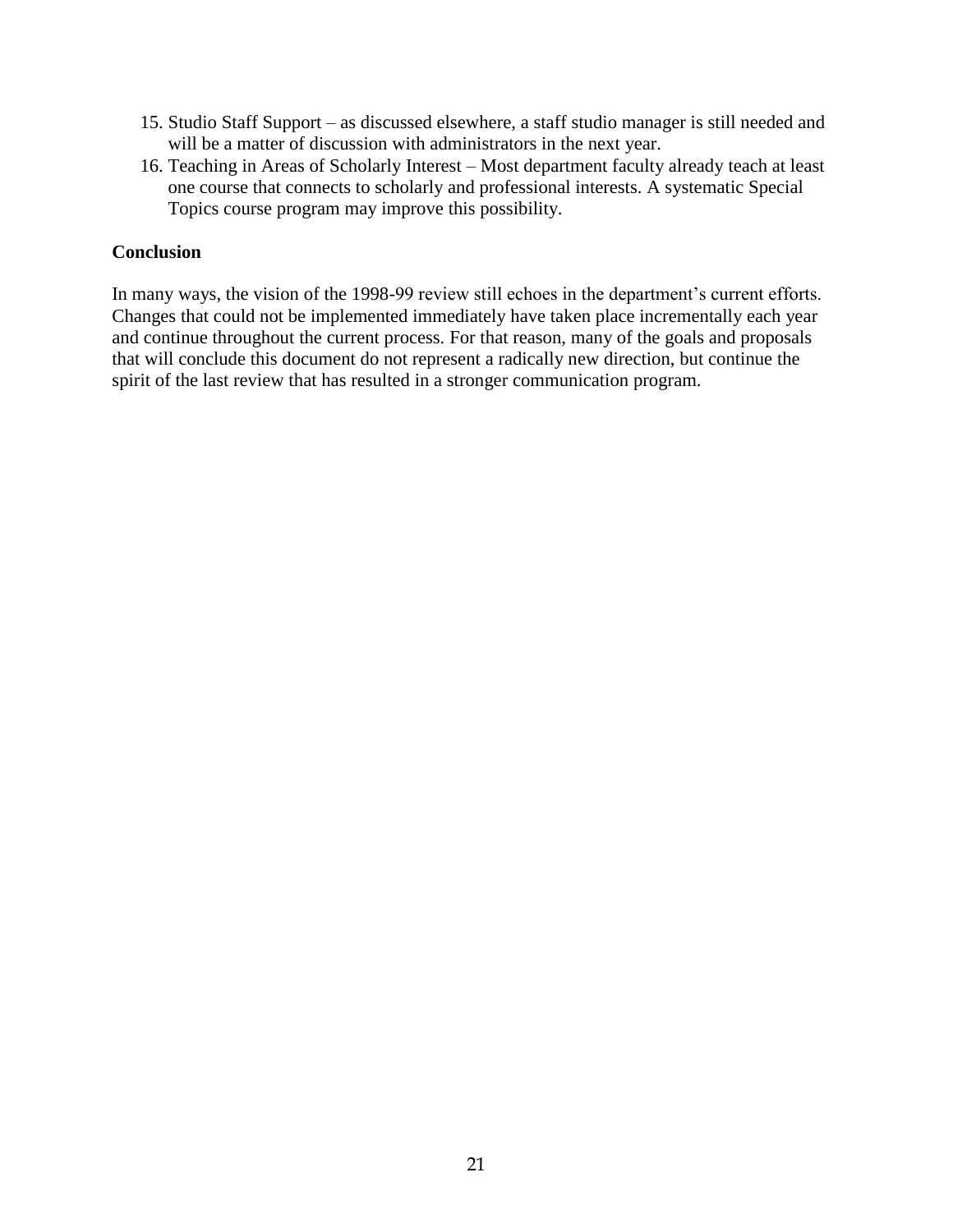15. Studio Staff Support – as discussed elsewhere, a staff studio manager is still needed and will be a matter of discussion with administrators in the next year.
16. Teaching in Areas of Scholarly Interest – Most department faculty already teach at least one course that connects to scholarly and professional interests. A systematic Special Topics course program may improve this possibility.

**Conclusion**

In many ways, the vision of the 1998-99 review still echoes in the department's current efforts. Changes that could not be implemented immediately have taken place incrementally each year and continue throughout the current process. For that reason, many of the goals and proposals that will conclude this document do not represent a radically new direction, but continue the spirit of the last review that has resulted in a stronger communication program.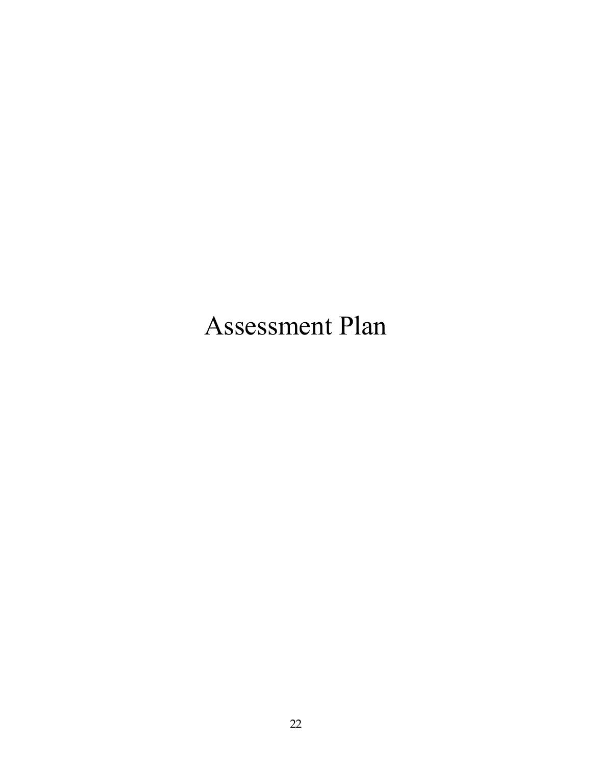# Assessment Plan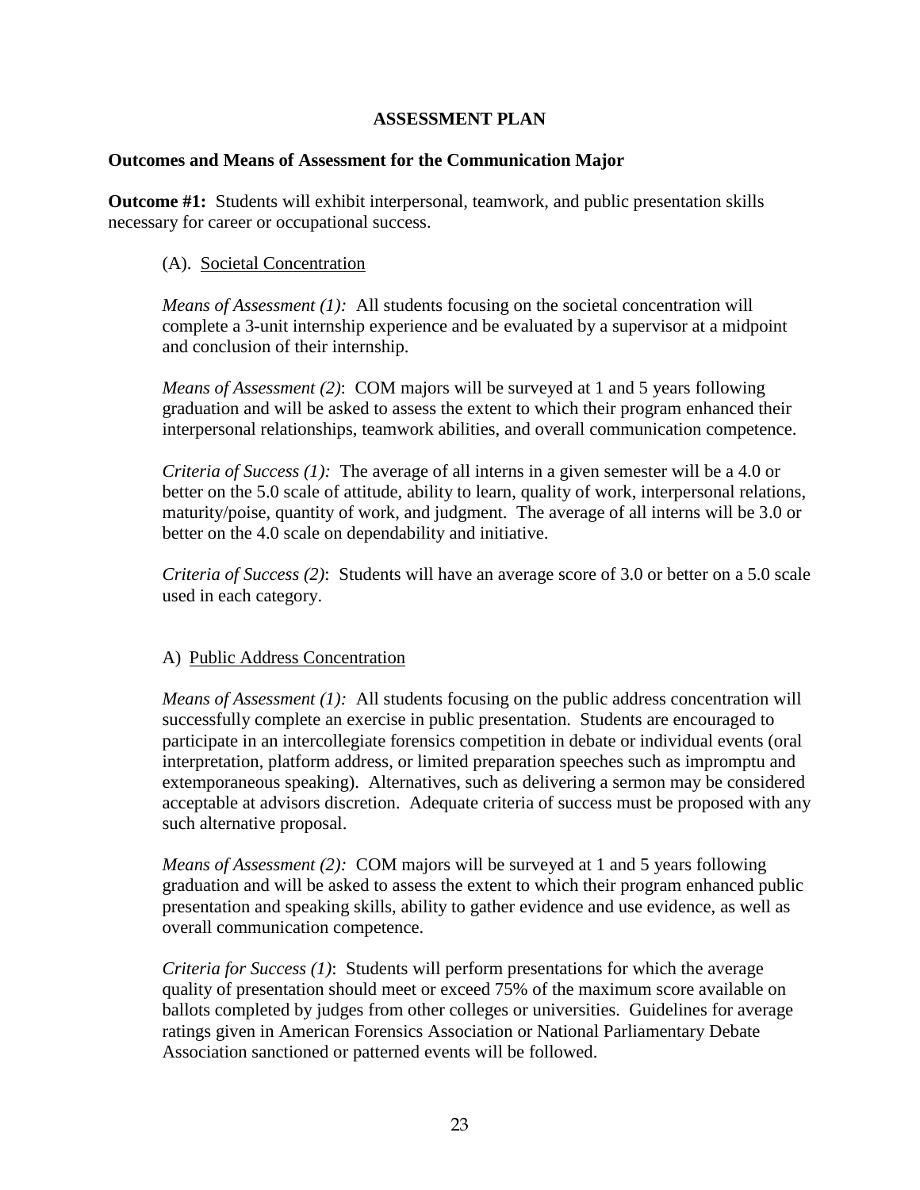**ASSESSMENT PLAN**

**Outcomes and Means of Assessment for the Communication Major**

**Outcome #1:** Students will exhibit interpersonal, teamwork, and public presentation skills necessary for career or occupational success.

(A). <u>Societal Concentration</u>

*Means of Assessment (1):* All students focusing on the societal concentration will complete a 3-unit internship experience and be evaluated by a supervisor at a midpoint and conclusion of their internship.

*Means of Assessment (2)*: COM majors will be surveyed at 1 and 5 years following graduation and will be asked to assess the extent to which their program enhanced their interpersonal relationships, teamwork abilities, and overall communication competence.

*Criteria of Success (1):* The average of all interns in a given semester will be a 4.0 or better on the 5.0 scale of attitude, ability to learn, quality of work, interpersonal relations, maturity/poise, quantity of work, and judgment. The average of all interns will be 3.0 or better on the 4.0 scale on dependability and initiative.

*Criteria of Success (2)*: Students will have an average score of 3.0 or better on a 5.0 scale used in each category.

A) <u>Public Address Concentration</u>

*Means of Assessment (1):* All students focusing on the public address concentration will successfully complete an exercise in public presentation. Students are encouraged to participate in an intercollegiate forensics competition in debate or individual events (oral interpretation, platform address, or limited preparation speeches such as impromptu and extemporaneous speaking). Alternatives, such as delivering a sermon may be considered acceptable at advisors discretion. Adequate criteria of success must be proposed with any such alternative proposal.

*Means of Assessment (2):* COM majors will be surveyed at 1 and 5 years following graduation and will be asked to assess the extent to which their program enhanced public presentation and speaking skills, ability to gather evidence and use evidence, as well as overall communication competence.

*Criteria for Success (1)*: Students will perform presentations for which the average quality of presentation should meet or exceed 75% of the maximum score available on ballots completed by judges from other colleges or universities. Guidelines for average ratings given in American Forensics Association or National Parliamentary Debate Association sanctioned or patterned events will be followed.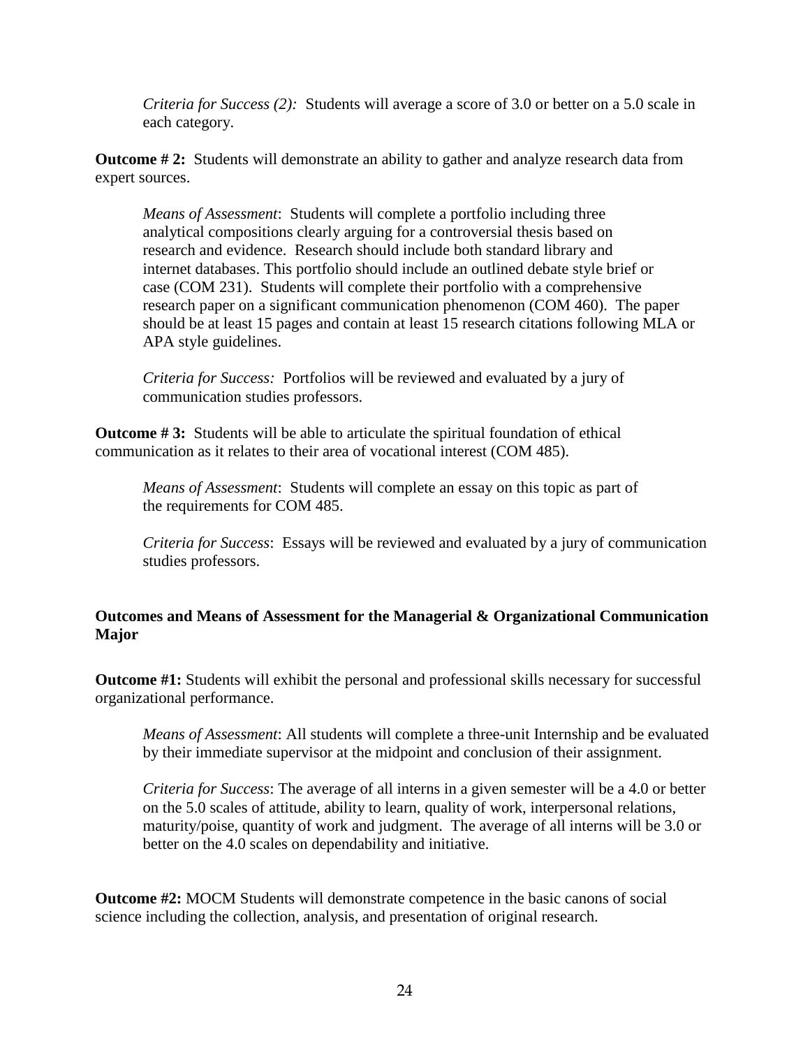*Criteria for Success (2):* Students will average a score of 3.0 or better on a 5.0 scale in each category.

**Outcome # 2:** Students will demonstrate an ability to gather and analyze research data from expert sources.

*Means of Assessment*: Students will complete a portfolio including three analytical compositions clearly arguing for a controversial thesis based on research and evidence. Research should include both standard library and internet databases. This portfolio should include an outlined debate style brief or case (COM 231). Students will complete their portfolio with a comprehensive research paper on a significant communication phenomenon (COM 460). The paper should be at least 15 pages and contain at least 15 research citations following MLA or APA style guidelines.

*Criteria for Success:* Portfolios will be reviewed and evaluated by a jury of communication studies professors.

**Outcome # 3:** Students will be able to articulate the spiritual foundation of ethical communication as it relates to their area of vocational interest (COM 485).

*Means of Assessment*: Students will complete an essay on this topic as part of the requirements for COM 485.

*Criteria for Success*: Essays will be reviewed and evaluated by a jury of communication studies professors.

**Outcomes and Means of Assessment for the Managerial & Organizational Communication Major**

**Outcome #1:** Students will exhibit the personal and professional skills necessary for successful organizational performance.

*Means of Assessment*: All students will complete a three-unit Internship and be evaluated by their immediate supervisor at the midpoint and conclusion of their assignment.

*Criteria for Success*: The average of all interns in a given semester will be a 4.0 or better on the 5.0 scales of attitude, ability to learn, quality of work, interpersonal relations, maturity/poise, quantity of work and judgment. The average of all interns will be 3.0 or better on the 4.0 scales on dependability and initiative.

**Outcome #2:** MOCM Students will demonstrate competence in the basic canons of social science including the collection, analysis, and presentation of original research.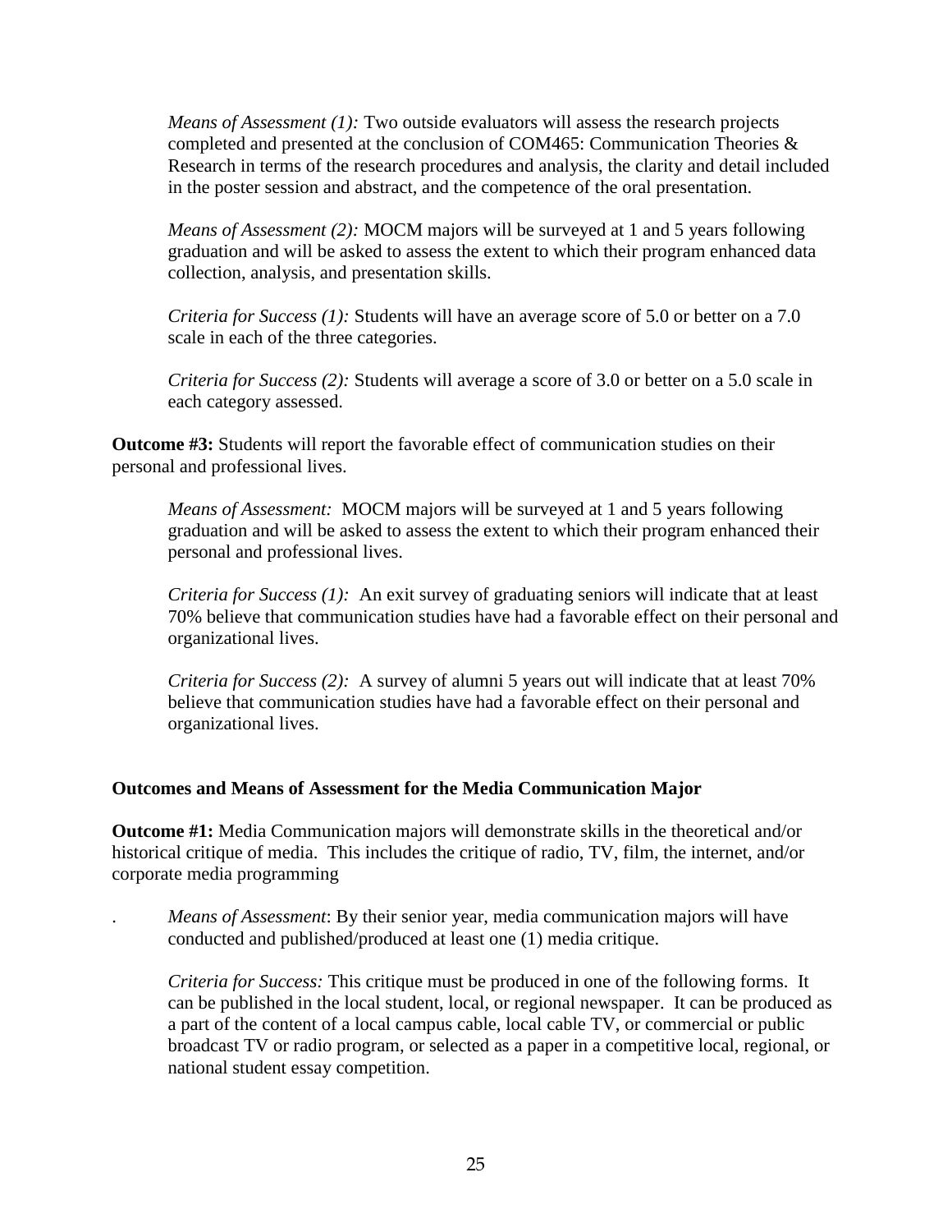*Means of Assessment (1):* Two outside evaluators will assess the research projects completed and presented at the conclusion of COM465: Communication Theories & Research in terms of the research procedures and analysis, the clarity and detail included in the poster session and abstract, and the competence of the oral presentation.

*Means of Assessment (2):* MOCM majors will be surveyed at 1 and 5 years following graduation and will be asked to assess the extent to which their program enhanced data collection, analysis, and presentation skills.

*Criteria for Success (1):* Students will have an average score of 5.0 or better on a 7.0 scale in each of the three categories.

*Criteria for Success (2):* Students will average a score of 3.0 or better on a 5.0 scale in each category assessed.

**Outcome #3:** Students will report the favorable effect of communication studies on their personal and professional lives.

*Means of Assessment:* MOCM majors will be surveyed at 1 and 5 years following graduation and will be asked to assess the extent to which their program enhanced their personal and professional lives.

*Criteria for Success (1):* An exit survey of graduating seniors will indicate that at least 70% believe that communication studies have had a favorable effect on their personal and organizational lives.

*Criteria for Success (2):* A survey of alumni 5 years out will indicate that at least 70% believe that communication studies have had a favorable effect on their personal and organizational lives.

**Outcomes and Means of Assessment for the Media Communication Major**

**Outcome #1:** Media Communication majors will demonstrate skills in the theoretical and/or historical critique of media. This includes the critique of radio, TV, film, the internet, and/or corporate media programming

. *Means of Assessment*: By their senior year, media communication majors will have conducted and published/produced at least one (1) media critique.

*Criteria for Success:* This critique must be produced in one of the following forms. It can be published in the local student, local, or regional newspaper. It can be produced as a part of the content of a local campus cable, local cable TV, or commercial or public broadcast TV or radio program, or selected as a paper in a competitive local, regional, or national student essay competition.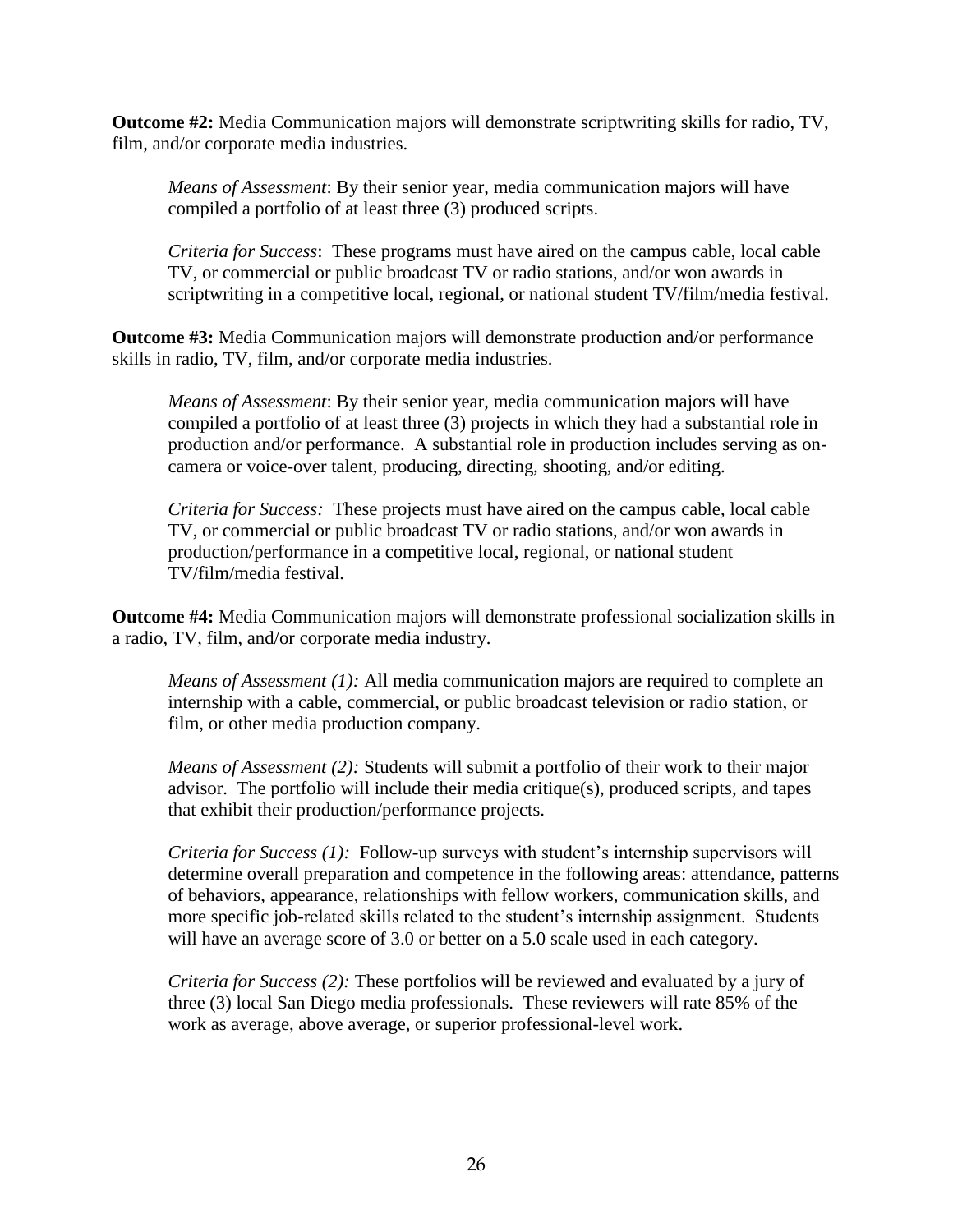**Outcome #2:** Media Communication majors will demonstrate scriptwriting skills for radio, TV, film, and/or corporate media industries.

> *Means of Assessment*: By their senior year, media communication majors will have compiled a portfolio of at least three (3) produced scripts.
>
> *Criteria for Success*: These programs must have aired on the campus cable, local cable TV, or commercial or public broadcast TV or radio stations, and/or won awards in scriptwriting in a competitive local, regional, or national student TV/film/media festival.

**Outcome #3:** Media Communication majors will demonstrate production and/or performance skills in radio, TV, film, and/or corporate media industries.

> *Means of Assessment*: By their senior year, media communication majors will have compiled a portfolio of at least three (3) projects in which they had a substantial role in production and/or performance. A substantial role in production includes serving as on-camera or voice-over talent, producing, directing, shooting, and/or editing.
>
> *Criteria for Success:* These projects must have aired on the campus cable, local cable TV, or commercial or public broadcast TV or radio stations, and/or won awards in production/performance in a competitive local, regional, or national student TV/film/media festival.

**Outcome #4:** Media Communication majors will demonstrate professional socialization skills in a radio, TV, film, and/or corporate media industry.

> *Means of Assessment (1):* All media communication majors are required to complete an internship with a cable, commercial, or public broadcast television or radio station, or film, or other media production company.
>
> *Means of Assessment (2):* Students will submit a portfolio of their work to their major advisor. The portfolio will include their media critique(s), produced scripts, and tapes that exhibit their production/performance projects.
>
> *Criteria for Success (1):* Follow-up surveys with student's internship supervisors will determine overall preparation and competence in the following areas: attendance, patterns of behaviors, appearance, relationships with fellow workers, communication skills, and more specific job-related skills related to the student's internship assignment. Students will have an average score of 3.0 or better on a 5.0 scale used in each category.
>
> *Criteria for Success (2):* These portfolios will be reviewed and evaluated by a jury of three (3) local San Diego media professionals. These reviewers will rate 85% of the work as average, above average, or superior professional-level work.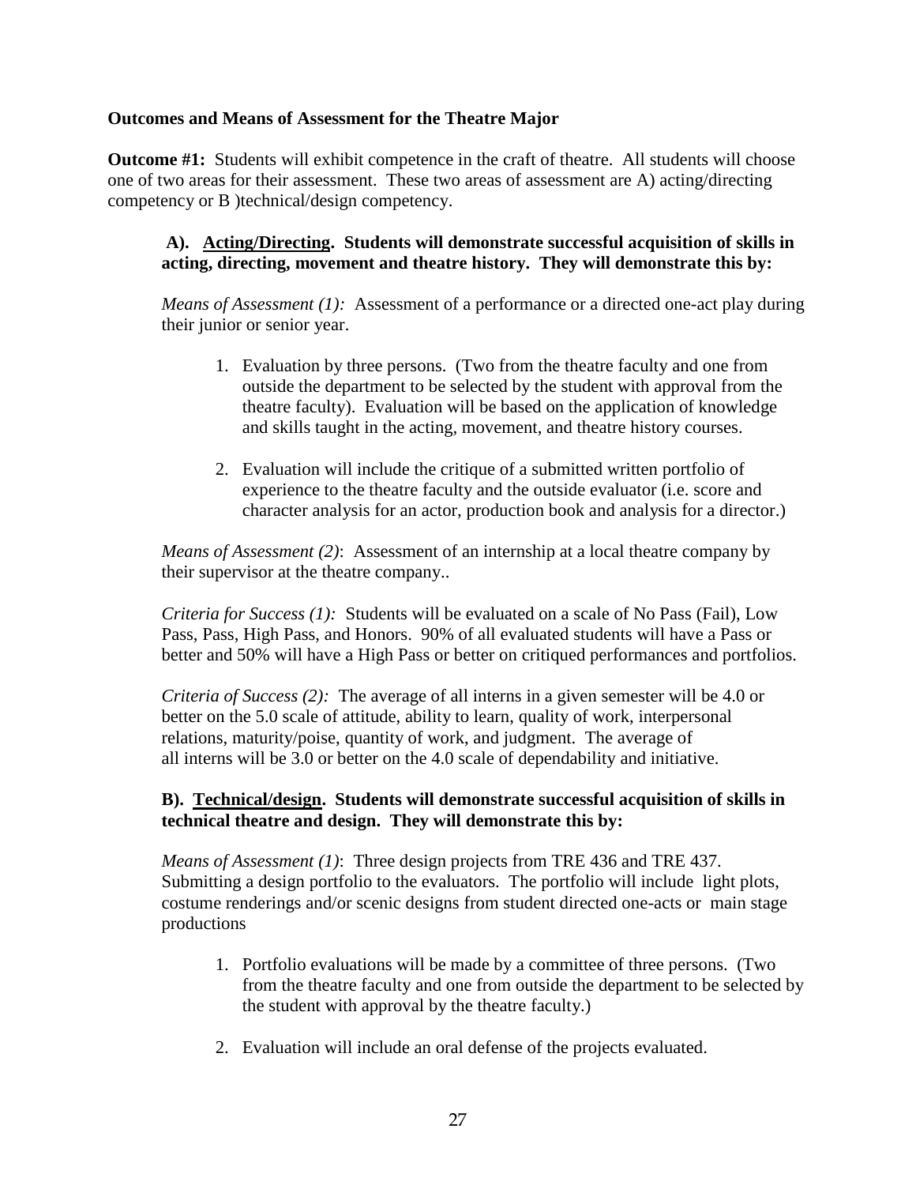**Outcomes and Means of Assessment for the Theatre Major**

**Outcome #1:** Students will exhibit competence in the craft of theatre. All students will choose one of two areas for their assessment. These two areas of assessment are A) acting/directing competency or B )technical/design competency.

**A). Acting/Directing. Students will demonstrate successful acquisition of skills in acting, directing, movement and theatre history. They will demonstrate this by:**

*Means of Assessment (1):* Assessment of a performance or a directed one-act play during their junior or senior year.

1. Evaluation by three persons. (Two from the theatre faculty and one from outside the department to be selected by the student with approval from the theatre faculty). Evaluation will be based on the application of knowledge and skills taught in the acting, movement, and theatre history courses.

2. Evaluation will include the critique of a submitted written portfolio of experience to the theatre faculty and the outside evaluator (i.e. score and character analysis for an actor, production book and analysis for a director.)

*Means of Assessment (2)*: Assessment of an internship at a local theatre company by their supervisor at the theatre company..

*Criteria for Success (1):* Students will be evaluated on a scale of No Pass (Fail), Low Pass, Pass, High Pass, and Honors. 90% of all evaluated students will have a Pass or better and 50% will have a High Pass or better on critiqued performances and portfolios.

*Criteria of Success (2):* The average of all interns in a given semester will be 4.0 or better on the 5.0 scale of attitude, ability to learn, quality of work, interpersonal relations, maturity/poise, quantity of work, and judgment. The average of all interns will be 3.0 or better on the 4.0 scale of dependability and initiative.

**B). Technical/design. Students will demonstrate successful acquisition of skills in technical theatre and design. They will demonstrate this by:**

*Means of Assessment (1)*: Three design projects from TRE 436 and TRE 437. Submitting a design portfolio to the evaluators. The portfolio will include light plots, costume renderings and/or scenic designs from student directed one-acts or main stage productions

1. Portfolio evaluations will be made by a committee of three persons. (Two from the theatre faculty and one from outside the department to be selected by the student with approval by the theatre faculty.)

2. Evaluation will include an oral defense of the projects evaluated.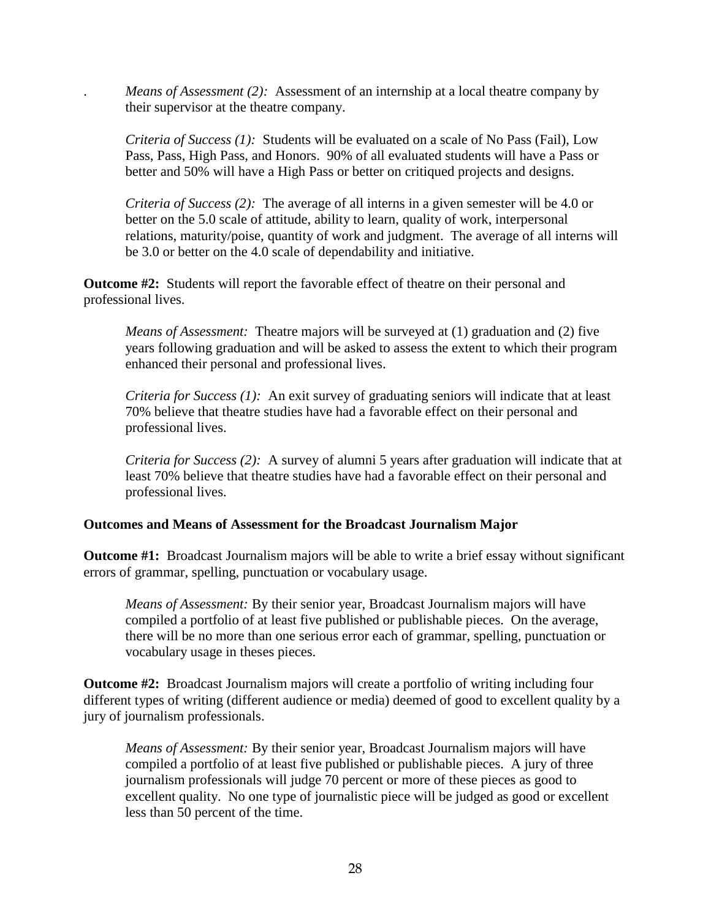. *Means of Assessment (2):* Assessment of an internship at a local theatre company by their supervisor at the theatre company.

*Criteria of Success (1):* Students will be evaluated on a scale of No Pass (Fail), Low Pass, Pass, High Pass, and Honors. 90% of all evaluated students will have a Pass or better and 50% will have a High Pass or better on critiqued projects and designs.

*Criteria of Success (2):* The average of all interns in a given semester will be 4.0 or better on the 5.0 scale of attitude, ability to learn, quality of work, interpersonal relations, maturity/poise, quantity of work and judgment. The average of all interns will be 3.0 or better on the 4.0 scale of dependability and initiative.

**Outcome #2:** Students will report the favorable effect of theatre on their personal and professional lives.

*Means of Assessment:* Theatre majors will be surveyed at (1) graduation and (2) five years following graduation and will be asked to assess the extent to which their program enhanced their personal and professional lives.

*Criteria for Success (1):* An exit survey of graduating seniors will indicate that at least 70% believe that theatre studies have had a favorable effect on their personal and professional lives.

*Criteria for Success (2):* A survey of alumni 5 years after graduation will indicate that at least 70% believe that theatre studies have had a favorable effect on their personal and professional lives.

**Outcomes and Means of Assessment for the Broadcast Journalism Major**

**Outcome #1:** Broadcast Journalism majors will be able to write a brief essay without significant errors of grammar, spelling, punctuation or vocabulary usage.

*Means of Assessment:* By their senior year, Broadcast Journalism majors will have compiled a portfolio of at least five published or publishable pieces. On the average, there will be no more than one serious error each of grammar, spelling, punctuation or vocabulary usage in theses pieces.

**Outcome #2:** Broadcast Journalism majors will create a portfolio of writing including four different types of writing (different audience or media) deemed of good to excellent quality by a jury of journalism professionals.

*Means of Assessment:* By their senior year, Broadcast Journalism majors will have compiled a portfolio of at least five published or publishable pieces. A jury of three journalism professionals will judge 70 percent or more of these pieces as good to excellent quality. No one type of journalistic piece will be judged as good or excellent less than 50 percent of the time.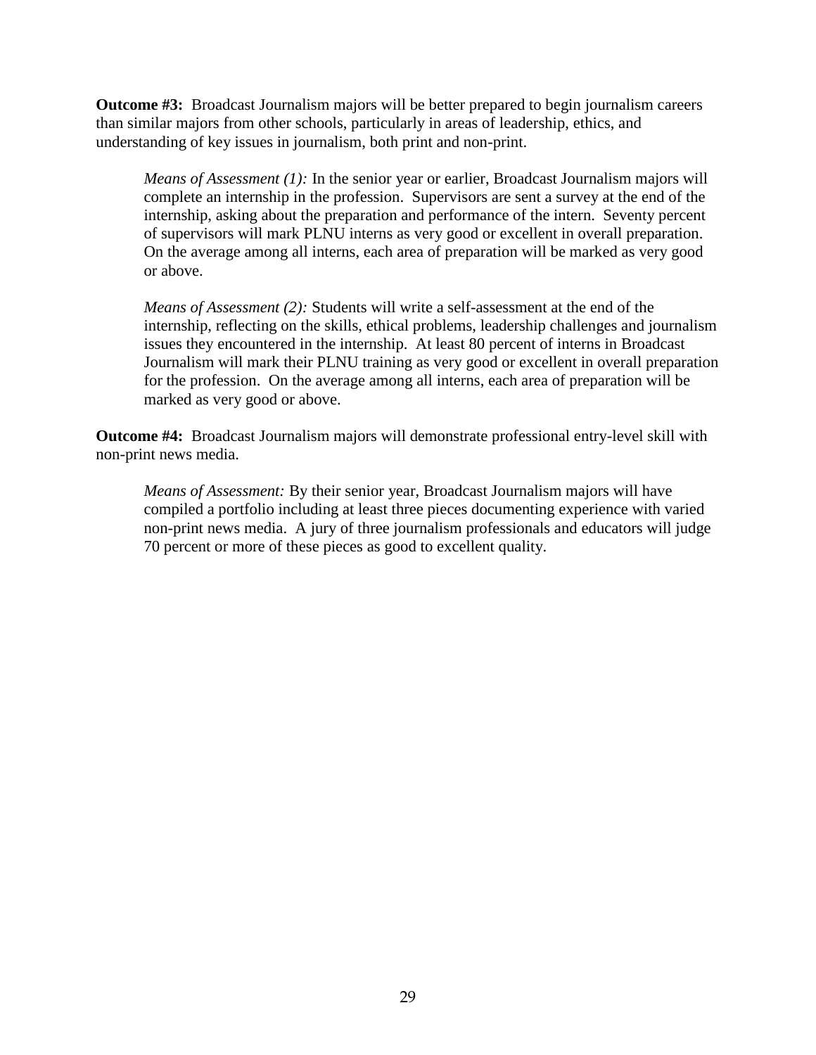**Outcome #3:** Broadcast Journalism majors will be better prepared to begin journalism careers than similar majors from other schools, particularly in areas of leadership, ethics, and understanding of key issues in journalism, both print and non-print.

> *Means of Assessment (1):* In the senior year or earlier, Broadcast Journalism majors will complete an internship in the profession. Supervisors are sent a survey at the end of the internship, asking about the preparation and performance of the intern. Seventy percent of supervisors will mark PLNU interns as very good or excellent in overall preparation. On the average among all interns, each area of preparation will be marked as very good or above.
>
> *Means of Assessment (2):* Students will write a self-assessment at the end of the internship, reflecting on the skills, ethical problems, leadership challenges and journalism issues they encountered in the internship. At least 80 percent of interns in Broadcast Journalism will mark their PLNU training as very good or excellent in overall preparation for the profession. On the average among all interns, each area of preparation will be marked as very good or above.

**Outcome #4:** Broadcast Journalism majors will demonstrate professional entry-level skill with non-print news media.

> *Means of Assessment:* By their senior year, Broadcast Journalism majors will have compiled a portfolio including at least three pieces documenting experience with varied non-print news media. A jury of three journalism professionals and educators will judge 70 percent or more of these pieces as good to excellent quality.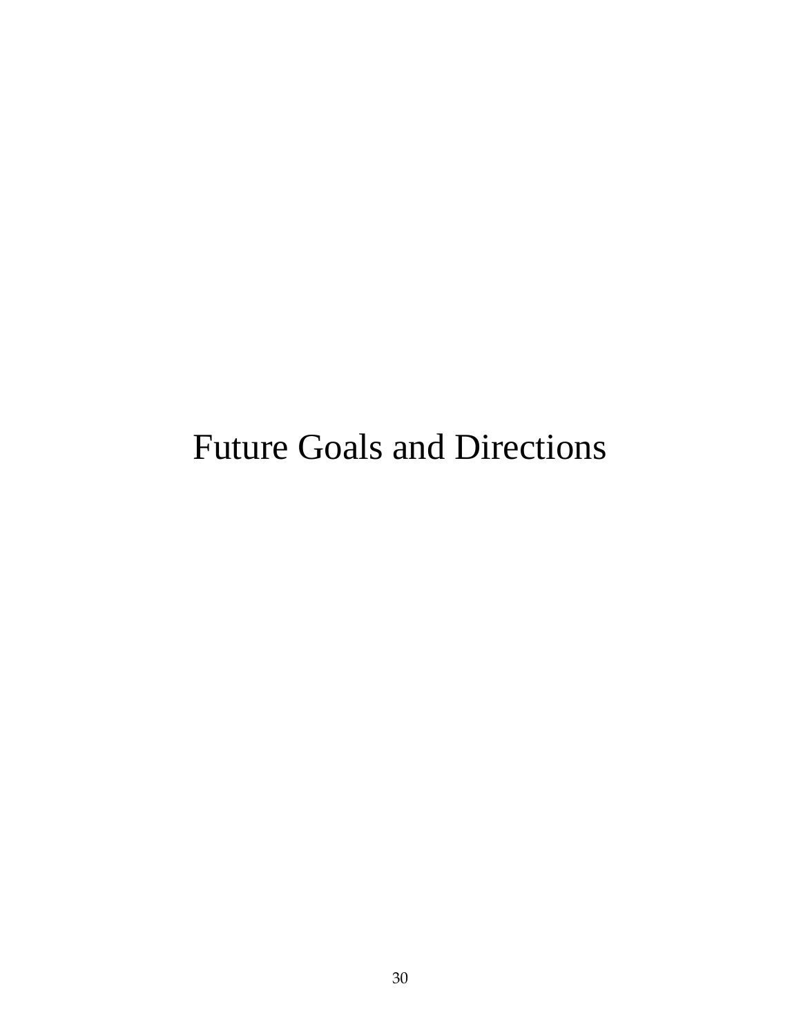# Future Goals and Directions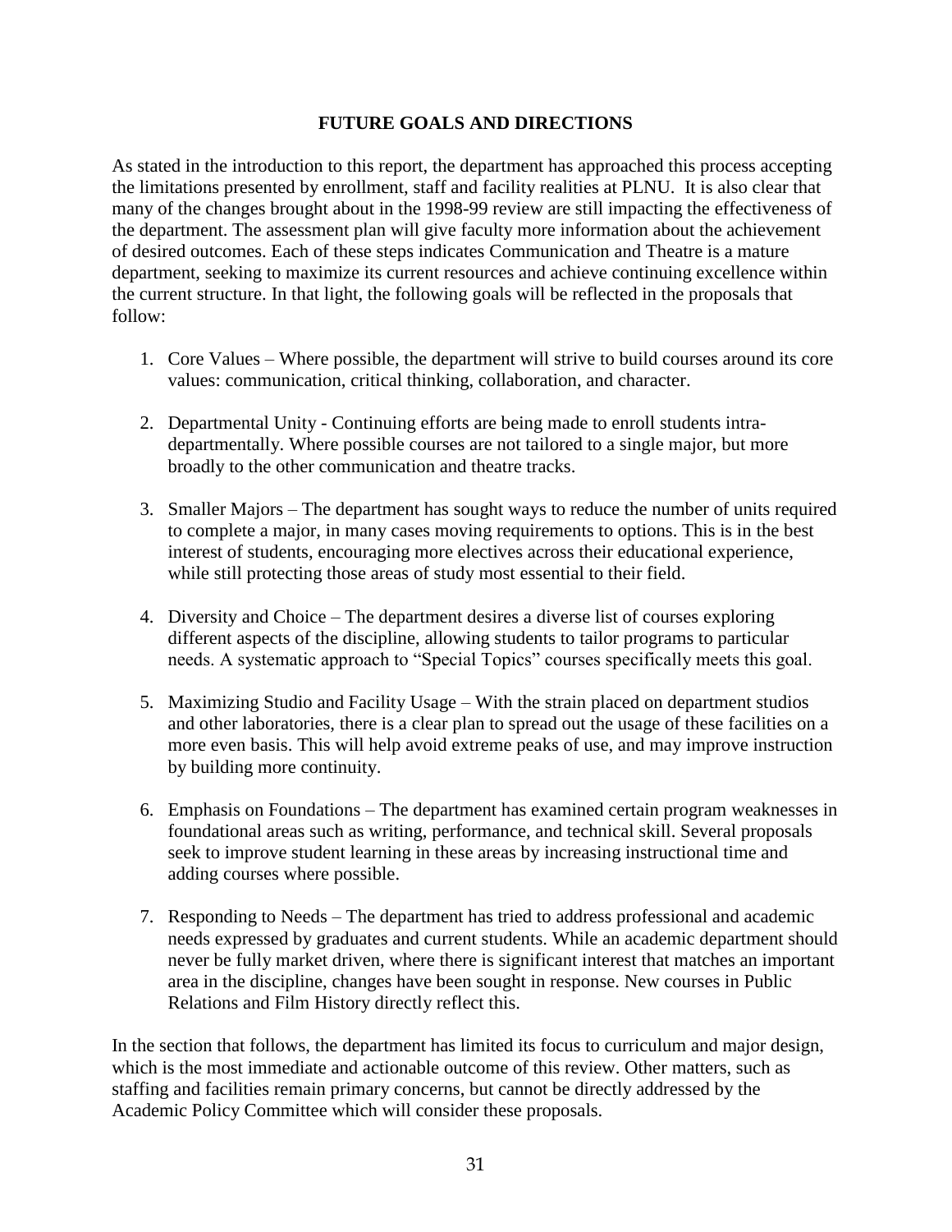## FUTURE GOALS AND DIRECTIONS

As stated in the introduction to this report, the department has approached this process accepting the limitations presented by enrollment, staff and facility realities at PLNU. It is also clear that many of the changes brought about in the 1998-99 review are still impacting the effectiveness of the department. The assessment plan will give faculty more information about the achievement of desired outcomes. Each of these steps indicates Communication and Theatre is a mature department, seeking to maximize its current resources and achieve continuing excellence within the current structure. In that light, the following goals will be reflected in the proposals that follow:

1. Core Values – Where possible, the department will strive to build courses around its core values: communication, critical thinking, collaboration, and character.

2. Departmental Unity - Continuing efforts are being made to enroll students intra-departmentally. Where possible courses are not tailored to a single major, but more broadly to the other communication and theatre tracks.

3. Smaller Majors – The department has sought ways to reduce the number of units required to complete a major, in many cases moving requirements to options. This is in the best interest of students, encouraging more electives across their educational experience, while still protecting those areas of study most essential to their field.

4. Diversity and Choice – The department desires a diverse list of courses exploring different aspects of the discipline, allowing students to tailor programs to particular needs. A systematic approach to "Special Topics" courses specifically meets this goal.

5. Maximizing Studio and Facility Usage – With the strain placed on department studios and other laboratories, there is a clear plan to spread out the usage of these facilities on a more even basis. This will help avoid extreme peaks of use, and may improve instruction by building more continuity.

6. Emphasis on Foundations – The department has examined certain program weaknesses in foundational areas such as writing, performance, and technical skill. Several proposals seek to improve student learning in these areas by increasing instructional time and adding courses where possible.

7. Responding to Needs – The department has tried to address professional and academic needs expressed by graduates and current students. While an academic department should never be fully market driven, where there is significant interest that matches an important area in the discipline, changes have been sought in response. New courses in Public Relations and Film History directly reflect this.

In the section that follows, the department has limited its focus to curriculum and major design, which is the most immediate and actionable outcome of this review. Other matters, such as staffing and facilities remain primary concerns, but cannot be directly addressed by the Academic Policy Committee which will consider these proposals.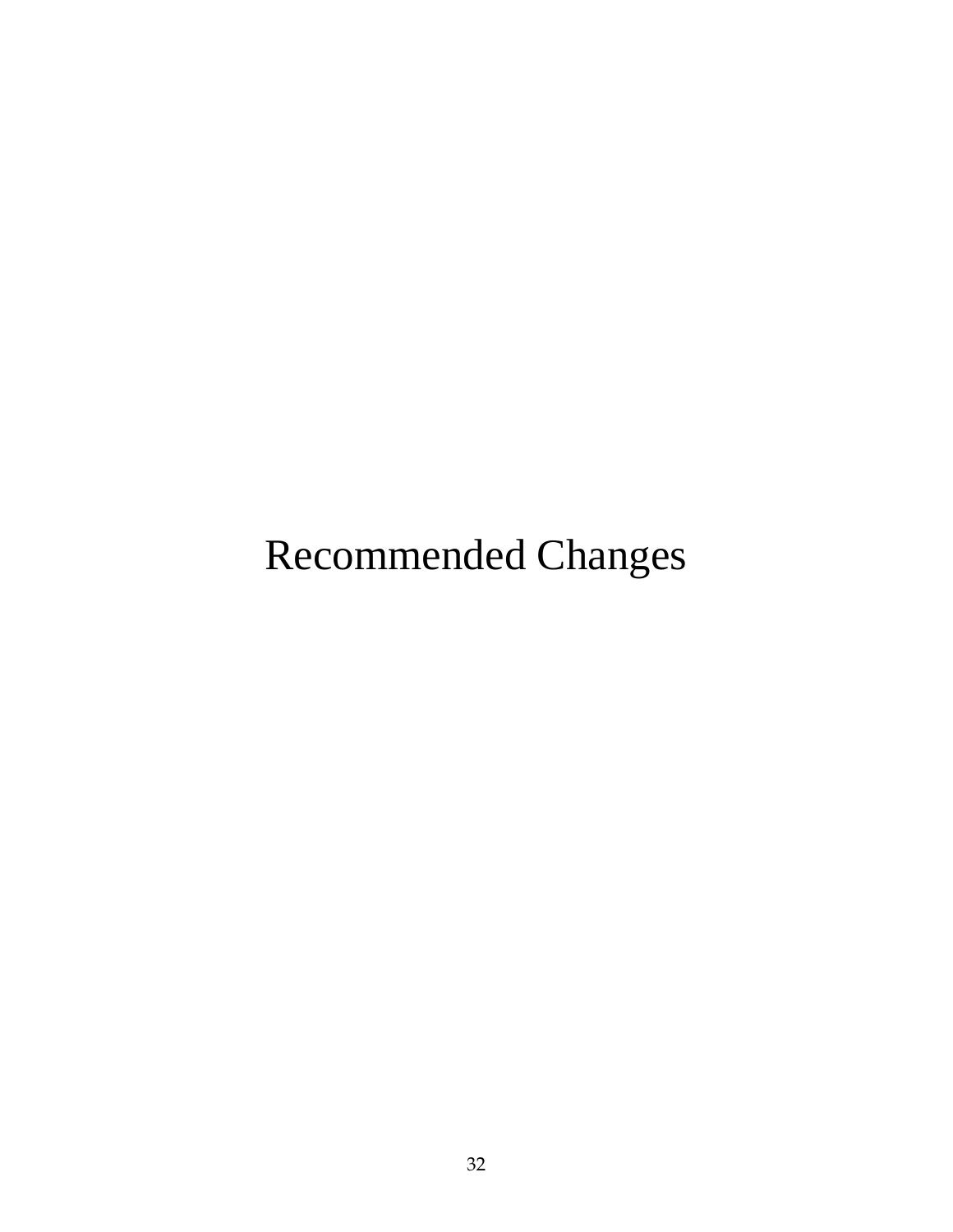# Recommended Changes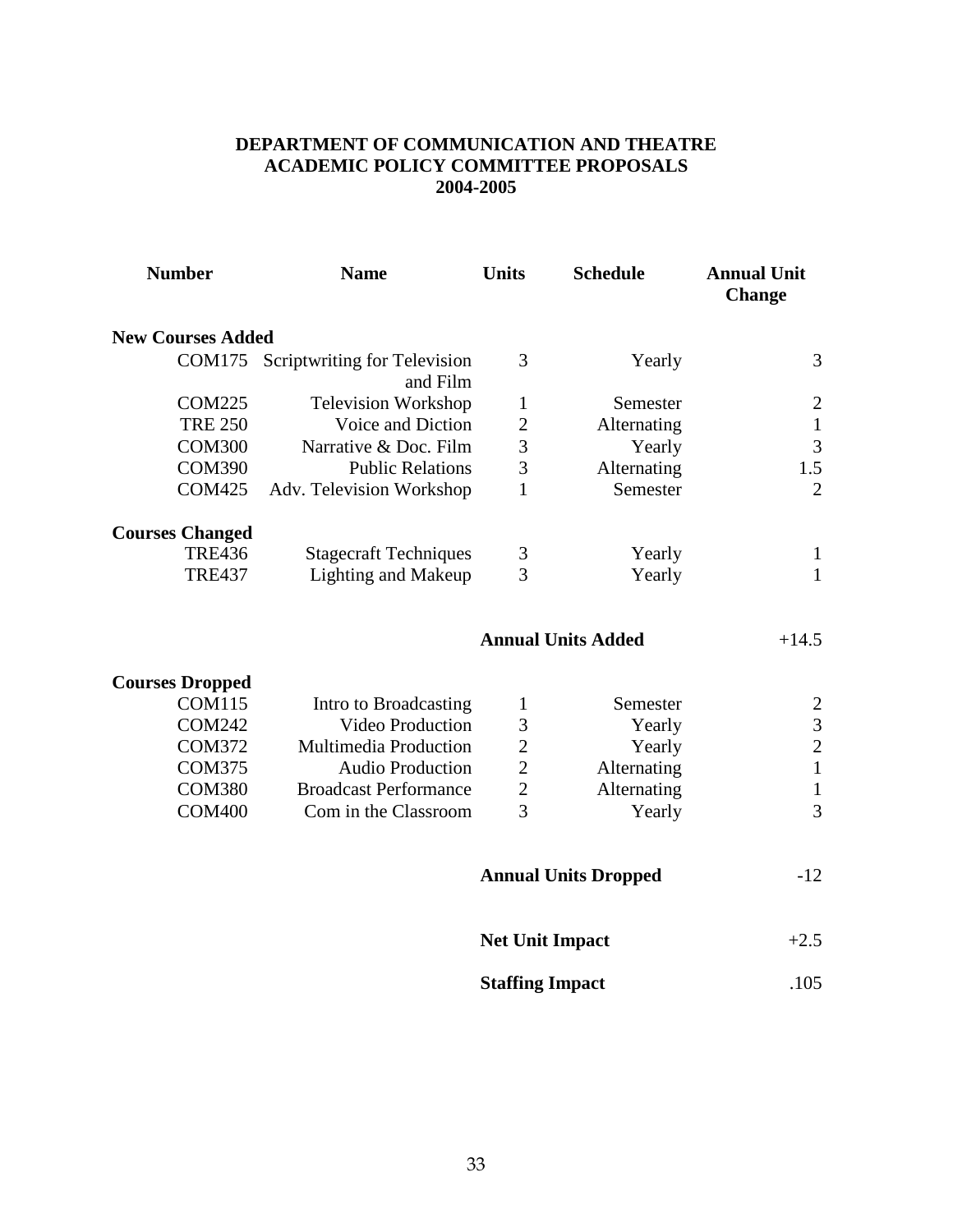**DEPARTMENT OF COMMUNICATION AND THEATRE**
**ACADEMIC POLICY COMMITTEE PROPOSALS**
**2004-2005**

| Number | Name | Units | Schedule | Annual Unit Change |
|---|---|---|---|---|
| **New Courses Added** | | | | |
| COM175 | Scriptwriting for Television and Film | 3 | Yearly | 3 |
| COM225 | Television Workshop | 1 | Semester | 2 |
| TRE 250 | Voice and Diction | 2 | Alternating | 1 |
| COM300 | Narrative & Doc. Film | 3 | Yearly | 3 |
| COM390 | Public Relations | 3 | Alternating | 1.5 |
| COM425 | Adv. Television Workshop | 1 | Semester | 2 |
| **Courses Changed** | | | | |
| TRE436 | Stagecraft Techniques | 3 | Yearly | 1 |
| TRE437 | Lighting and Makeup | 3 | Yearly | 1 |
| | | **Annual Units Added** | | +14.5 |
| **Courses Dropped** | | | | |
| COM115 | Intro to Broadcasting | 1 | Semester | 2 |
| COM242 | Video Production | 3 | Yearly | 3 |
| COM372 | Multimedia Production | 2 | Yearly | 2 |
| COM375 | Audio Production | 2 | Alternating | 1 |
| COM380 | Broadcast Performance | 2 | Alternating | 1 |
| COM400 | Com in the Classroom | 3 | Yearly | 3 |
| | | **Annual Units Dropped** | | -12 |
| | | **Net Unit Impact** | | +2.5 |
| | | **Staffing Impact** | | .105 |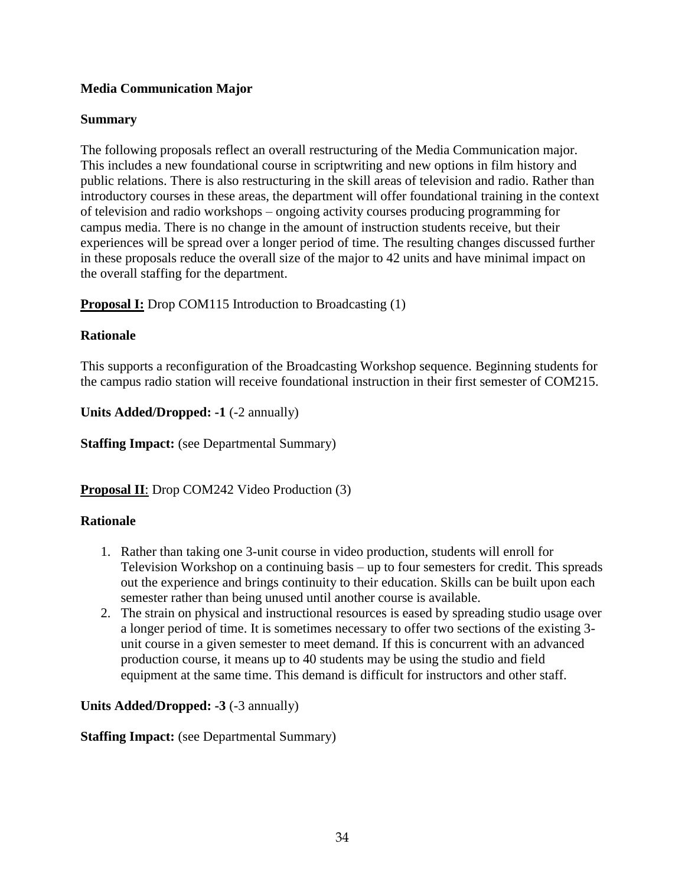**Media Communication Major**

**Summary**

The following proposals reflect an overall restructuring of the Media Communication major. This includes a new foundational course in scriptwriting and new options in film history and public relations. There is also restructuring in the skill areas of television and radio. Rather than introductory courses in these areas, the department will offer foundational training in the context of television and radio workshops – ongoing activity courses producing programming for campus media. There is no change in the amount of instruction students receive, but their experiences will be spread over a longer period of time. The resulting changes discussed further in these proposals reduce the overall size of the major to 42 units and have minimal impact on the overall staffing for the department.

**Proposal I:** Drop COM115 Introduction to Broadcasting (1)

**Rationale**

This supports a reconfiguration of the Broadcasting Workshop sequence. Beginning students for the campus radio station will receive foundational instruction in their first semester of COM215.

**Units Added/Dropped: -1** (-2 annually)

**Staffing Impact:** (see Departmental Summary)

**Proposal II**: Drop COM242 Video Production (3)

**Rationale**

1. Rather than taking one 3-unit course in video production, students will enroll for Television Workshop on a continuing basis – up to four semesters for credit. This spreads out the experience and brings continuity to their education. Skills can be built upon each semester rather than being unused until another course is available.
2. The strain on physical and instructional resources is eased by spreading studio usage over a longer period of time. It is sometimes necessary to offer two sections of the existing 3-unit course in a given semester to meet demand. If this is concurrent with an advanced production course, it means up to 40 students may be using the studio and field equipment at the same time. This demand is difficult for instructors and other staff.

**Units Added/Dropped: -3** (-3 annually)

**Staffing Impact:** (see Departmental Summary)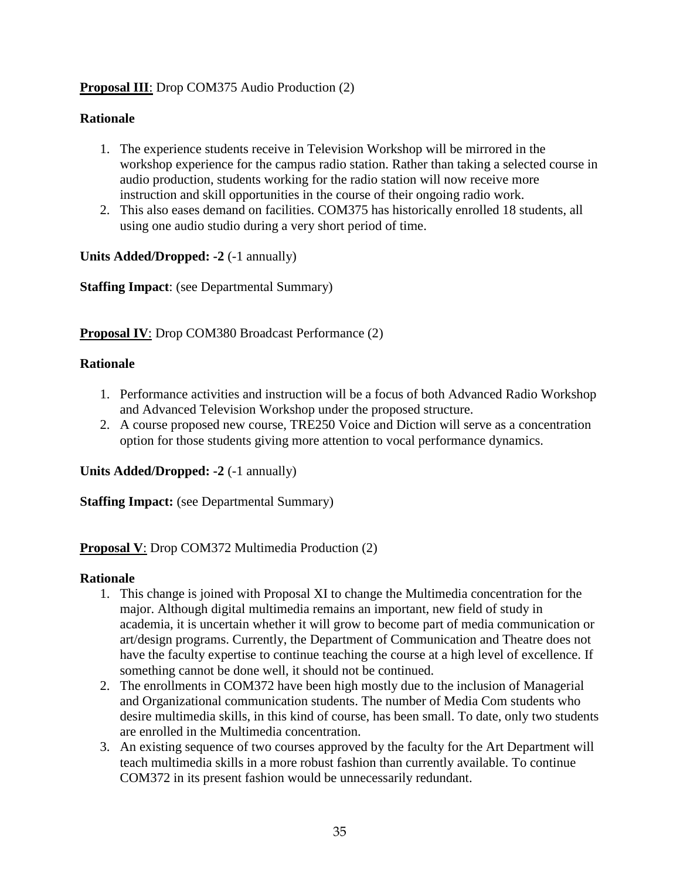**Proposal III**: Drop COM375 Audio Production (2)

**Rationale**

1. The experience students receive in Television Workshop will be mirrored in the workshop experience for the campus radio station. Rather than taking a selected course in audio production, students working for the radio station will now receive more instruction and skill opportunities in the course of their ongoing radio work.
2. This also eases demand on facilities. COM375 has historically enrolled 18 students, all using one audio studio during a very short period of time.

**Units Added/Dropped: -2** (-1 annually)

**Staffing Impact**: (see Departmental Summary)

**Proposal IV**: Drop COM380 Broadcast Performance (2)

**Rationale**

1. Performance activities and instruction will be a focus of both Advanced Radio Workshop and Advanced Television Workshop under the proposed structure.
2. A course proposed new course, TRE250 Voice and Diction will serve as a concentration option for those students giving more attention to vocal performance dynamics.

**Units Added/Dropped: -2** (-1 annually)

**Staffing Impact:** (see Departmental Summary)

**Proposal V**: Drop COM372 Multimedia Production (2)

**Rationale**

1. This change is joined with Proposal XI to change the Multimedia concentration for the major. Although digital multimedia remains an important, new field of study in academia, it is uncertain whether it will grow to become part of media communication or art/design programs. Currently, the Department of Communication and Theatre does not have the faculty expertise to continue teaching the course at a high level of excellence. If something cannot be done well, it should not be continued.
2. The enrollments in COM372 have been high mostly due to the inclusion of Managerial and Organizational communication students. The number of Media Com students who desire multimedia skills, in this kind of course, has been small. To date, only two students are enrolled in the Multimedia concentration.
3. An existing sequence of two courses approved by the faculty for the Art Department will teach multimedia skills in a more robust fashion than currently available. To continue COM372 in its present fashion would be unnecessarily redundant.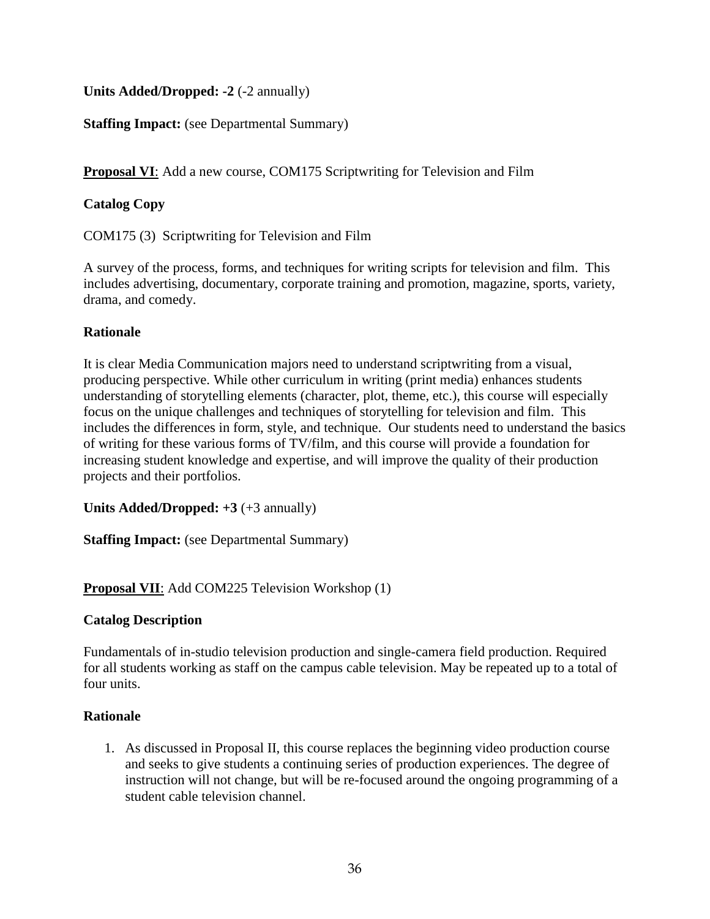**Units Added/Dropped: -2** (-2 annually)

**Staffing Impact:** (see Departmental Summary)

**<u>Proposal VI</u>**: Add a new course, COM175 Scriptwriting for Television and Film

**Catalog Copy**

COM175 (3) Scriptwriting for Television and Film

A survey of the process, forms, and techniques for writing scripts for television and film. This includes advertising, documentary, corporate training and promotion, magazine, sports, variety, drama, and comedy.

**Rationale**

It is clear Media Communication majors need to understand scriptwriting from a visual, producing perspective. While other curriculum in writing (print media) enhances students understanding of storytelling elements (character, plot, theme, etc.), this course will especially focus on the unique challenges and techniques of storytelling for television and film. This includes the differences in form, style, and technique. Our students need to understand the basics of writing for these various forms of TV/film, and this course will provide a foundation for increasing student knowledge and expertise, and will improve the quality of their production projects and their portfolios.

**Units Added/Dropped: +3** (+3 annually)

**Staffing Impact:** (see Departmental Summary)

**<u>Proposal VII</u>**: Add COM225 Television Workshop (1)

**Catalog Description**

Fundamentals of in-studio television production and single-camera field production. Required for all students working as staff on the campus cable television. May be repeated up to a total of four units.

**Rationale**

1. As discussed in Proposal II, this course replaces the beginning video production course and seeks to give students a continuing series of production experiences. The degree of instruction will not change, but will be re-focused around the ongoing programming of a student cable television channel.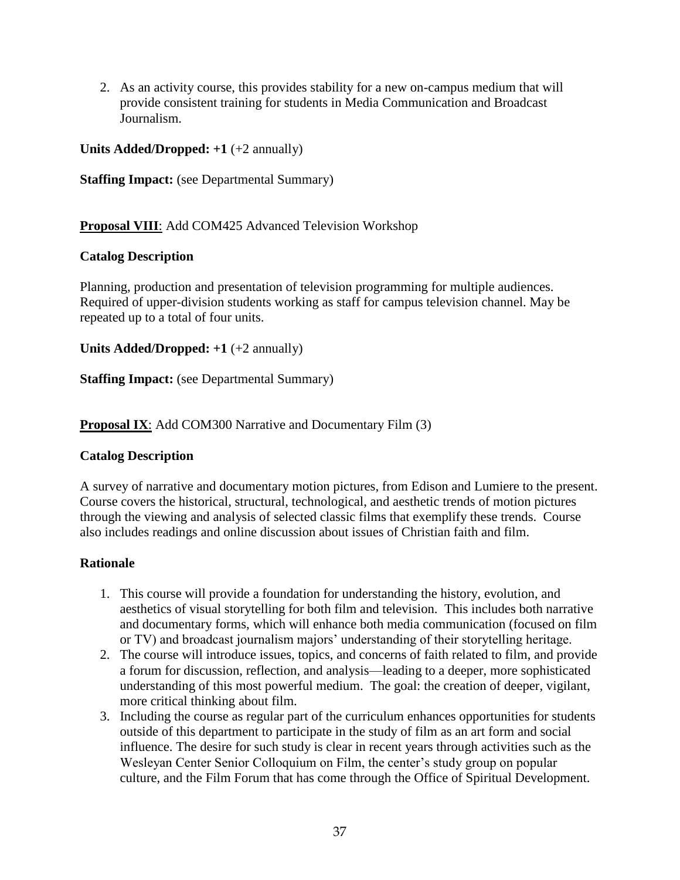2. As an activity course, this provides stability for a new on-campus medium that will provide consistent training for students in Media Communication and Broadcast Journalism.

**Units Added/Dropped: +1** (+2 annually)

**Staffing Impact:** (see Departmental Summary)

**<u>Proposal VIII</u>**: Add COM425 Advanced Television Workshop

**Catalog Description**

Planning, production and presentation of television programming for multiple audiences. Required of upper-division students working as staff for campus television channel. May be repeated up to a total of four units.

**Units Added/Dropped: +1** (+2 annually)

**Staffing Impact:** (see Departmental Summary)

**<u>Proposal IX</u>**: Add COM300 Narrative and Documentary Film (3)

**Catalog Description**

A survey of narrative and documentary motion pictures, from Edison and Lumiere to the present. Course covers the historical, structural, technological, and aesthetic trends of motion pictures through the viewing and analysis of selected classic films that exemplify these trends. Course also includes readings and online discussion about issues of Christian faith and film.

**Rationale**

1. This course will provide a foundation for understanding the history, evolution, and aesthetics of visual storytelling for both film and television. This includes both narrative and documentary forms, which will enhance both media communication (focused on film or TV) and broadcast journalism majors' understanding of their storytelling heritage.
2. The course will introduce issues, topics, and concerns of faith related to film, and provide a forum for discussion, reflection, and analysis—leading to a deeper, more sophisticated understanding of this most powerful medium. The goal: the creation of deeper, vigilant, more critical thinking about film.
3. Including the course as regular part of the curriculum enhances opportunities for students outside of this department to participate in the study of film as an art form and social influence. The desire for such study is clear in recent years through activities such as the Wesleyan Center Senior Colloquium on Film, the center's study group on popular culture, and the Film Forum that has come through the Office of Spiritual Development.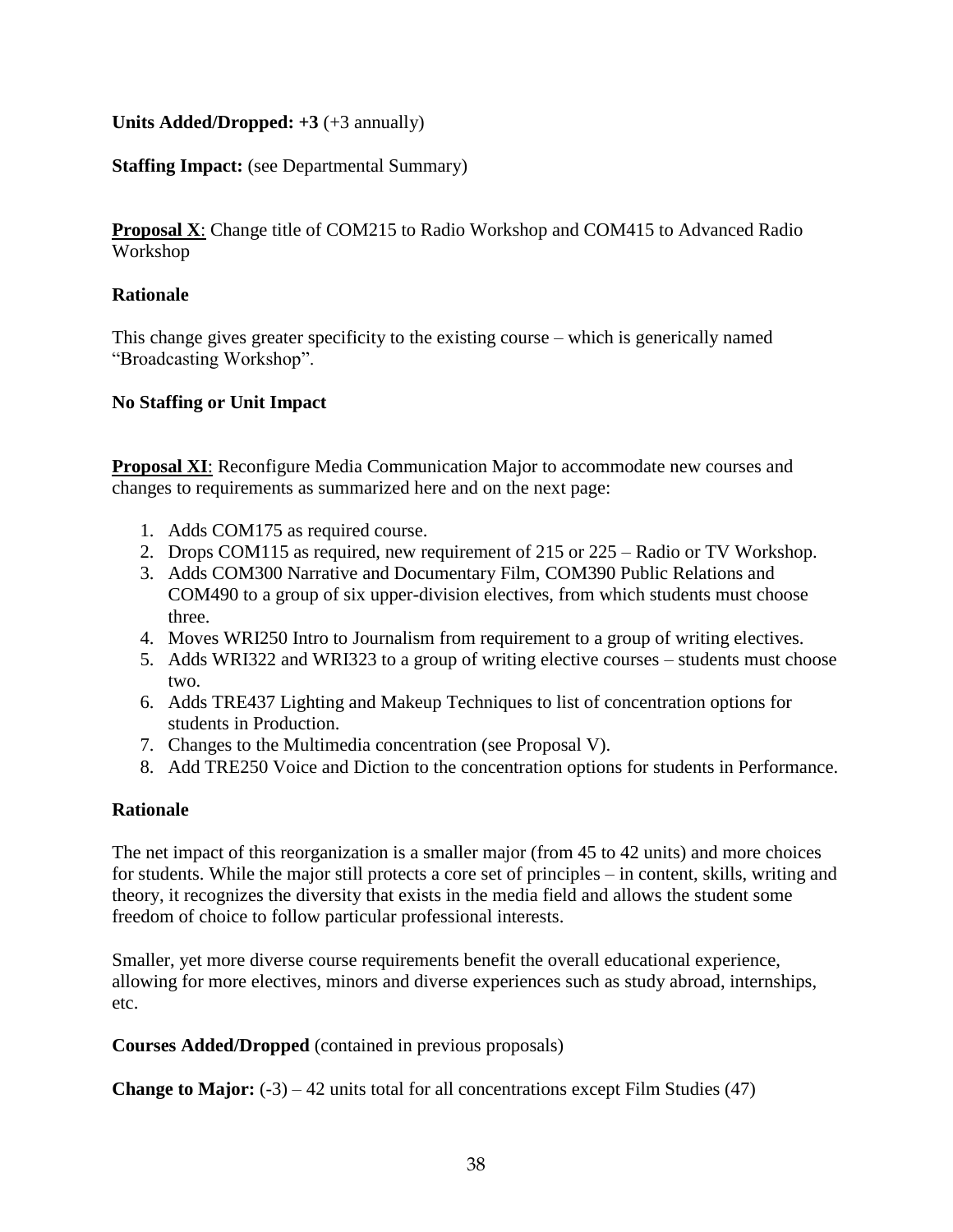**Units Added/Dropped: +3** (+3 annually)

**Staffing Impact:** (see Departmental Summary)

**Proposal X**: Change title of COM215 to Radio Workshop and COM415 to Advanced Radio Workshop

**Rationale**

This change gives greater specificity to the existing course – which is generically named "Broadcasting Workshop".

**No Staffing or Unit Impact**

**Proposal XI**: Reconfigure Media Communication Major to accommodate new courses and changes to requirements as summarized here and on the next page:

1. Adds COM175 as required course.
2. Drops COM115 as required, new requirement of 215 or 225 – Radio or TV Workshop.
3. Adds COM300 Narrative and Documentary Film, COM390 Public Relations and COM490 to a group of six upper-division electives, from which students must choose three.
4. Moves WRI250 Intro to Journalism from requirement to a group of writing electives.
5. Adds WRI322 and WRI323 to a group of writing elective courses – students must choose two.
6. Adds TRE437 Lighting and Makeup Techniques to list of concentration options for students in Production.
7. Changes to the Multimedia concentration (see Proposal V).
8. Add TRE250 Voice and Diction to the concentration options for students in Performance.

**Rationale**

The net impact of this reorganization is a smaller major (from 45 to 42 units) and more choices for students. While the major still protects a core set of principles – in content, skills, writing and theory, it recognizes the diversity that exists in the media field and allows the student some freedom of choice to follow particular professional interests.

Smaller, yet more diverse course requirements benefit the overall educational experience, allowing for more electives, minors and diverse experiences such as study abroad, internships, etc.

**Courses Added/Dropped** (contained in previous proposals)

**Change to Major:** (-3) – 42 units total for all concentrations except Film Studies (47)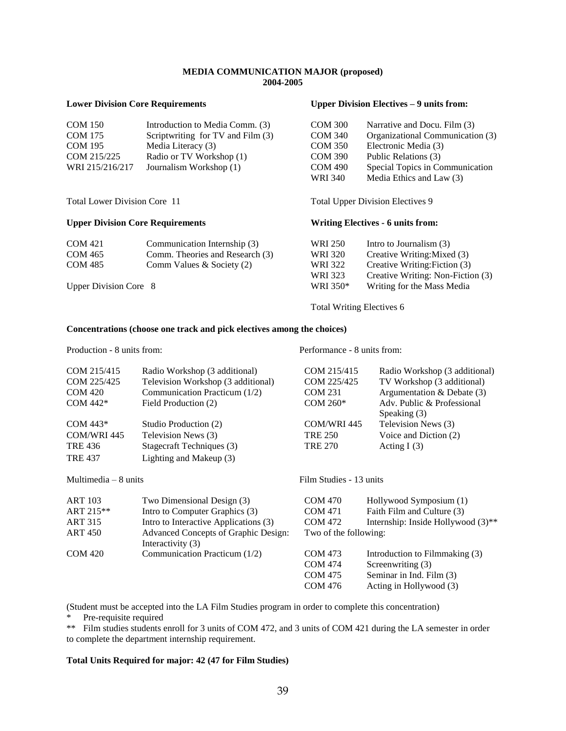**MEDIA COMMUNICATION MAJOR (proposed)**
**2004-2005**

**Lower Division Core Requirements**

| | |
|---|---|
| COM 150 | Introduction to Media Comm. (3) |
| COM 175 | Scriptwriting for TV and Film (3) |
| COM 195 | Media Literacy (3) |
| COM 215/225 | Radio or TV Workshop (1) |
| WRI 215/216/217 | Journalism Workshop (1) |

Total Lower Division Core 11

**Upper Division Core Requirements**

| | |
|---|---|
| COM 421 | Communication Internship (3) |
| COM 465 | Comm. Theories and Research (3) |
| COM 485 | Comm Values & Society (2) |

Upper Division Core 8

**Upper Division Electives – 9 units from:**

| | |
|---|---|
| COM 300 | Narrative and Docu. Film (3) |
| COM 340 | Organizational Communication (3) |
| COM 350 | Electronic Media (3) |
| COM 390 | Public Relations (3) |
| COM 490 | Special Topics in Communication |
| WRI 340 | Media Ethics and Law (3) |

Total Upper Division Electives 9

**Writing Electives - 6 units from:**

| | |
|---|---|
| WRI 250 | Intro to Journalism (3) |
| WRI 320 | Creative Writing:Mixed (3) |
| WRI 322 | Creative Writing:Fiction (3) |
| WRI 323 | Creative Writing: Non-Fiction (3) |
| WRI 350* | Writing for the Mass Media |

Total Writing Electives 6

**Concentrations (choose one track and pick electives among the choices)**

Production - 8 units from:

| | |
|---|---|
| COM 215/415 | Radio Workshop (3 additional) |
| COM 225/425 | Television Workshop (3 additional) |
| COM 420 | Communication Practicum (1/2) |
| COM 442* | Field Production (2) |
| COM 443* | Studio Production (2) |
| COM/WRI 445 | Television News (3) |
| TRE 436 | Stagecraft Techniques (3) |
| TRE 437 | Lighting and Makeup (3) |

Performance - 8 units from:

| | |
|---|---|
| COM 215/415 | Radio Workshop (3 additional) |
| COM 225/425 | TV Workshop (3 additional) |
| COM 231 | Argumentation & Debate (3) |
| COM 260* | Adv. Public & Professional Speaking (3) |
| COM/WRI 445 | Television News (3) |
| TRE 250 | Voice and Diction (2) |
| TRE 270 | Acting I (3) |

Multimedia – 8 units

| | |
|---|---|
| ART 103 | Two Dimensional Design (3) |
| ART 215** | Intro to Computer Graphics (3) |
| ART 315 | Intro to Interactive Applications (3) |
| ART 450 | Advanced Concepts of Graphic Design: Interactivity (3) |
| COM 420 | Communication Practicum (1/2) |

Film Studies - 13 units

| | |
|---|---|
| COM 470 | Hollywood Symposium (1) |
| COM 471 | Faith Film and Culture (3) |
| COM 472 | Internship: Inside Hollywood (3)** |

Two of the following:

| | |
|---|---|
| COM 473 | Introduction to Filmmaking (3) |
| COM 474 | Screenwriting (3) |
| COM 475 | Seminar in Ind. Film (3) |
| COM 476 | Acting in Hollywood (3) |

(Student must be accepted into the LA Film Studies program in order to complete this concentration)

\* Pre-requisite required

\** Film studies students enroll for 3 units of COM 472, and 3 units of COM 421 during the LA semester in order to complete the department internship requirement.

**Total Units Required for major: 42 (47 for Film Studies)**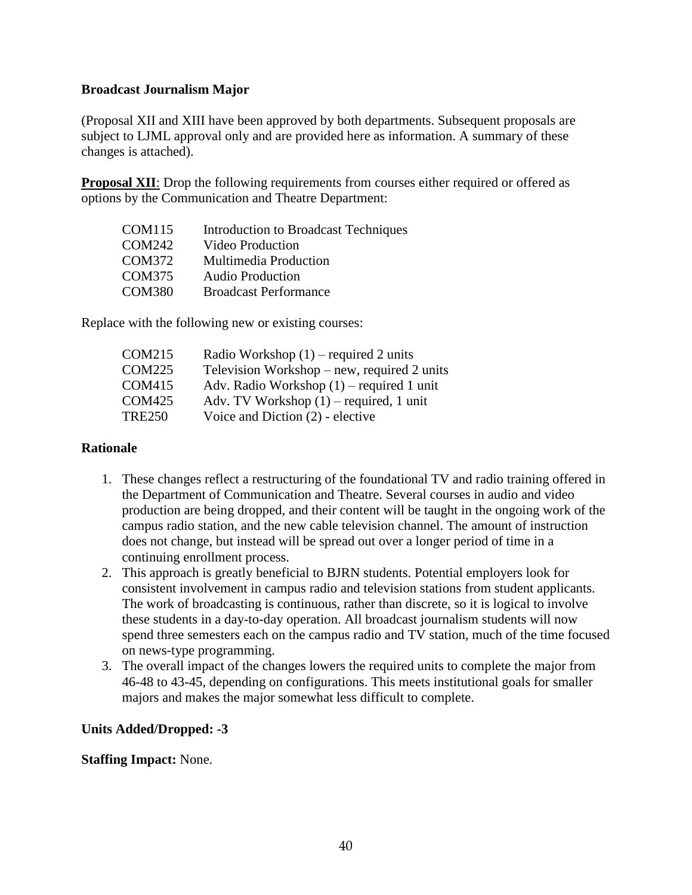**Broadcast Journalism Major**

(Proposal XII and XIII have been approved by both departments. Subsequent proposals are subject to LJML approval only and are provided here as information. A summary of these changes is attached).

**Proposal XII**: Drop the following requirements from courses either required or offered as options by the Communication and Theatre Department:

| | |
|---|---|
| COM115 | Introduction to Broadcast Techniques |
| COM242 | Video Production |
| COM372 | Multimedia Production |
| COM375 | Audio Production |
| COM380 | Broadcast Performance |

Replace with the following new or existing courses:

| | |
|---|---|
| COM215 | Radio Workshop (1) – required 2 units |
| COM225 | Television Workshop – new, required 2 units |
| COM415 | Adv. Radio Workshop (1) – required 1 unit |
| COM425 | Adv. TV Workshop (1) – required, 1 unit |
| TRE250 | Voice and Diction (2) - elective |

**Rationale**

1. These changes reflect a restructuring of the foundational TV and radio training offered in the Department of Communication and Theatre. Several courses in audio and video production are being dropped, and their content will be taught in the ongoing work of the campus radio station, and the new cable television channel. The amount of instruction does not change, but instead will be spread out over a longer period of time in a continuing enrollment process.
2. This approach is greatly beneficial to BJRN students. Potential employers look for consistent involvement in campus radio and television stations from student applicants. The work of broadcasting is continuous, rather than discrete, so it is logical to involve these students in a day-to-day operation. All broadcast journalism students will now spend three semesters each on the campus radio and TV station, much of the time focused on news-type programming.
3. The overall impact of the changes lowers the required units to complete the major from 46-48 to 43-45, depending on configurations. This meets institutional goals for smaller majors and makes the major somewhat less difficult to complete.

**Units Added/Dropped: -3**

**Staffing Impact:** None.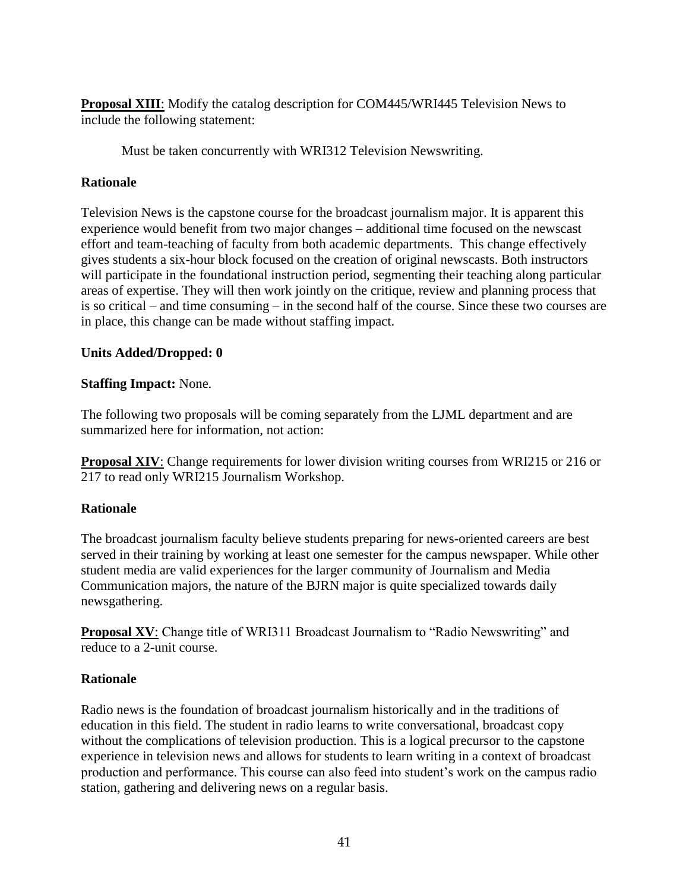**Proposal XIII**: Modify the catalog description for COM445/WRI445 Television News to include the following statement:

> Must be taken concurrently with WRI312 Television Newswriting.

**Rationale**

Television News is the capstone course for the broadcast journalism major. It is apparent this experience would benefit from two major changes – additional time focused on the newscast effort and team-teaching of faculty from both academic departments. This change effectively gives students a six-hour block focused on the creation of original newscasts. Both instructors will participate in the foundational instruction period, segmenting their teaching along particular areas of expertise. They will then work jointly on the critique, review and planning process that is so critical – and time consuming – in the second half of the course. Since these two courses are in place, this change can be made without staffing impact.

**Units Added/Dropped: 0**

**Staffing Impact:** None.

The following two proposals will be coming separately from the LJML department and are summarized here for information, not action:

**Proposal XIV**: Change requirements for lower division writing courses from WRI215 or 216 or 217 to read only WRI215 Journalism Workshop.

**Rationale**

The broadcast journalism faculty believe students preparing for news-oriented careers are best served in their training by working at least one semester for the campus newspaper. While other student media are valid experiences for the larger community of Journalism and Media Communication majors, the nature of the BJRN major is quite specialized towards daily newsgathering.

**Proposal XV**: Change title of WRI311 Broadcast Journalism to "Radio Newswriting" and reduce to a 2-unit course.

**Rationale**

Radio news is the foundation of broadcast journalism historically and in the traditions of education in this field. The student in radio learns to write conversational, broadcast copy without the complications of television production. This is a logical precursor to the capstone experience in television news and allows for students to learn writing in a context of broadcast production and performance. This course can also feed into student's work on the campus radio station, gathering and delivering news on a regular basis.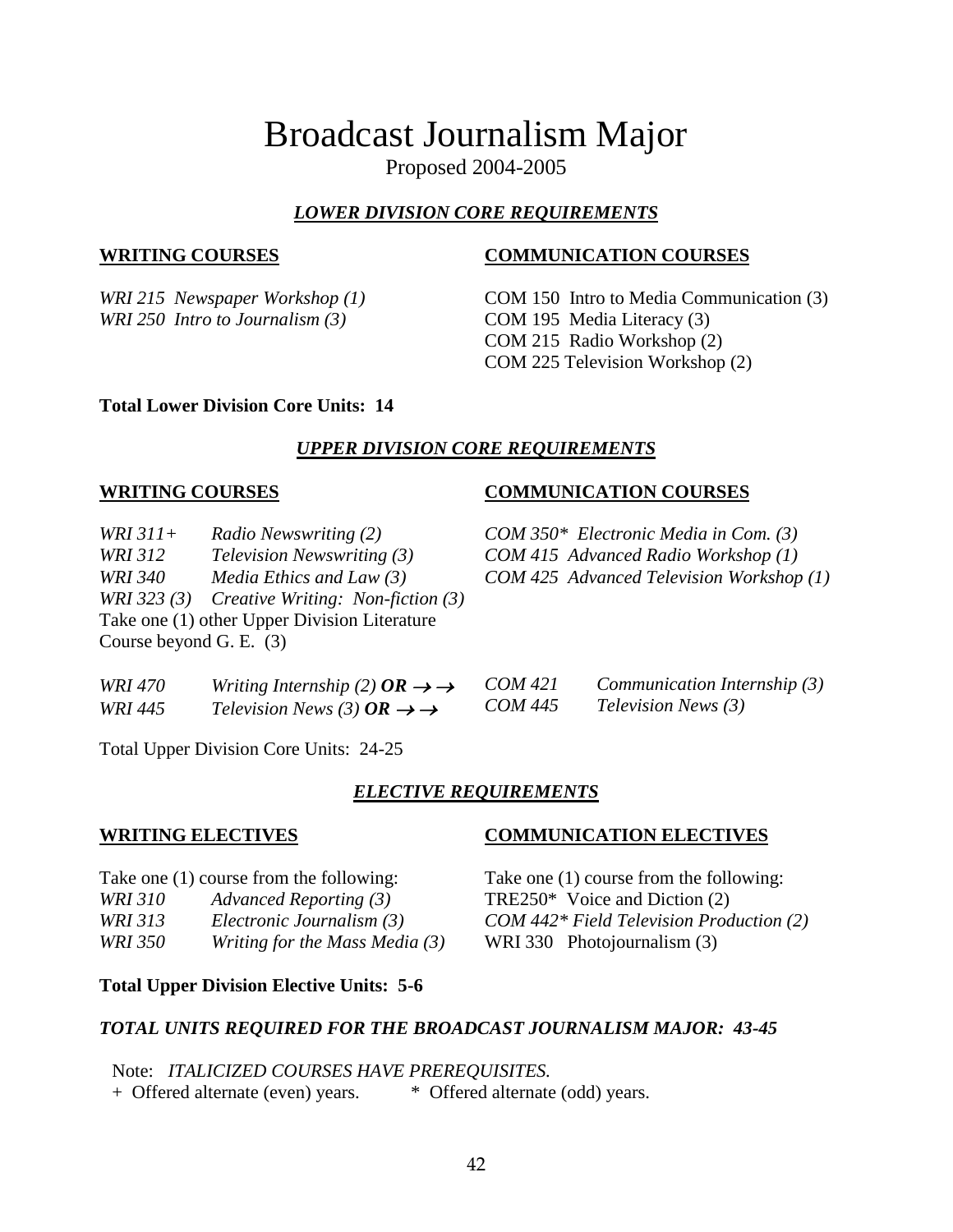# Broadcast Journalism Major

Proposed 2004-2005

## *LOWER DIVISION CORE REQUIREMENTS*

| WRITING COURSES | COMMUNICATION COURSES |
|---|---|
| *WRI 215 Newspaper Workshop (1)* | COM 150 Intro to Media Communication (3) |
| *WRI 250 Intro to Journalism (3)* | COM 195 Media Literacy (3) |
| | COM 215 Radio Workshop (2) |
| | COM 225 Television Workshop (2) |

**Total Lower Division Core Units: 14**

## *UPPER DIVISION CORE REQUIREMENTS*

| WRITING COURSES | | COMMUNICATION COURSES |
|---|---|---|
| *WRI 311+* | *Radio Newswriting (2)* | *COM 350* Electronic Media in Com. (3)* |
| *WRI 312* | *Television Newswriting (3)* | *COM 415 Advanced Radio Workshop (1)* |
| *WRI 340* | *Media Ethics and Law (3)* | *COM 425 Advanced Television Workshop (1)* |
| *WRI 323 (3)* | *Creative Writing: Non-fiction (3)* | |

Take one (1) other Upper Division Literature Course beyond G. E. (3)

| | | | |
|---|---|---|---|
| *WRI 470* | *Writing Internship (2) **OR** →→* | *COM 421* | *Communication Internship (3)* |
| *WRI 445* | *Television News (3) **OR** →→* | *COM 445* | *Television News (3)* |

Total Upper Division Core Units: 24-25

## *ELECTIVE REQUIREMENTS*

| WRITING ELECTIVES | | COMMUNICATION ELECTIVES |
|---|---|---|
| Take one (1) course from the following: | | Take one (1) course from the following: |
| *WRI 310* | *Advanced Reporting (3)* | TRE250* Voice and Diction (2) |
| *WRI 313* | *Electronic Journalism (3)* | *COM 442* Field Television Production (2)* |
| *WRI 350* | *Writing for the Mass Media (3)* | WRI 330 Photojournalism (3) |

**Total Upper Division Elective Units: 5-6**

***TOTAL UNITS REQUIRED FOR THE BROADCAST JOURNALISM MAJOR: 43-45***

Note: *ITALICIZED COURSES HAVE PREREQUISITES.*
+ Offered alternate (even) years. * Offered alternate (odd) years.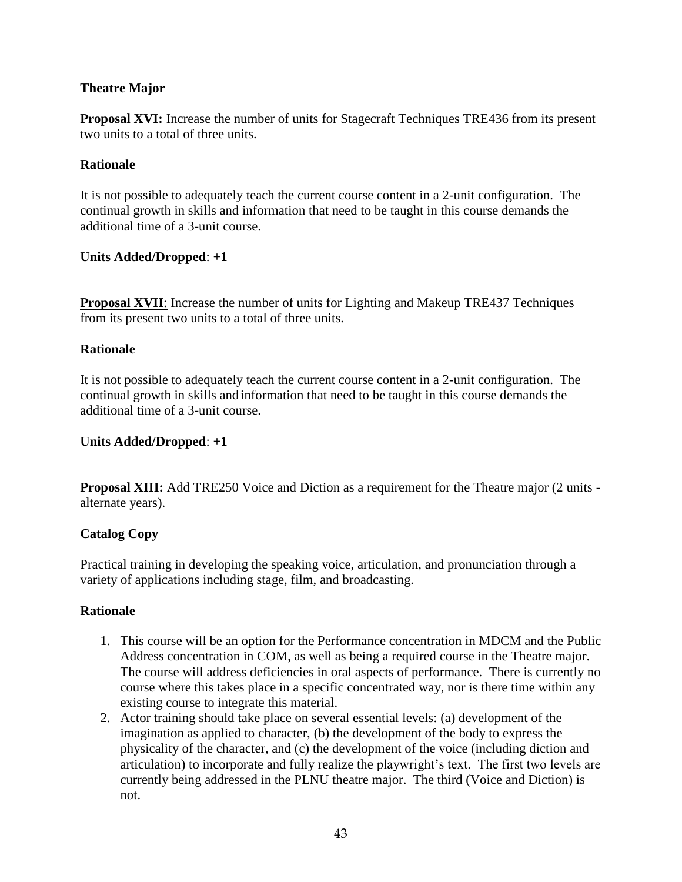## Theatre Major

**Proposal XVI:** Increase the number of units for Stagecraft Techniques TRE436 from its present two units to a total of three units.

**Rationale**

It is not possible to adequately teach the current course content in a 2-unit configuration. The continual growth in skills and information that need to be taught in this course demands the additional time of a 3-unit course.

**Units Added/Dropped**: **+1**

**Proposal XVII**: Increase the number of units for Lighting and Makeup TRE437 Techniques from its present two units to a total of three units.

**Rationale**

It is not possible to adequately teach the current course content in a 2-unit configuration. The continual growth in skills and information that need to be taught in this course demands the additional time of a 3-unit course.

**Units Added/Dropped**: **+1**

**Proposal XIII:** Add TRE250 Voice and Diction as a requirement for the Theatre major (2 units - alternate years).

**Catalog Copy**

Practical training in developing the speaking voice, articulation, and pronunciation through a variety of applications including stage, film, and broadcasting.

**Rationale**

1. This course will be an option for the Performance concentration in MDCM and the Public Address concentration in COM, as well as being a required course in the Theatre major. The course will address deficiencies in oral aspects of performance. There is currently no course where this takes place in a specific concentrated way, nor is there time within any existing course to integrate this material.
2. Actor training should take place on several essential levels: (a) development of the imagination as applied to character, (b) the development of the body to express the physicality of the character, and (c) the development of the voice (including diction and articulation) to incorporate and fully realize the playwright's text. The first two levels are currently being addressed in the PLNU theatre major. The third (Voice and Diction) is not.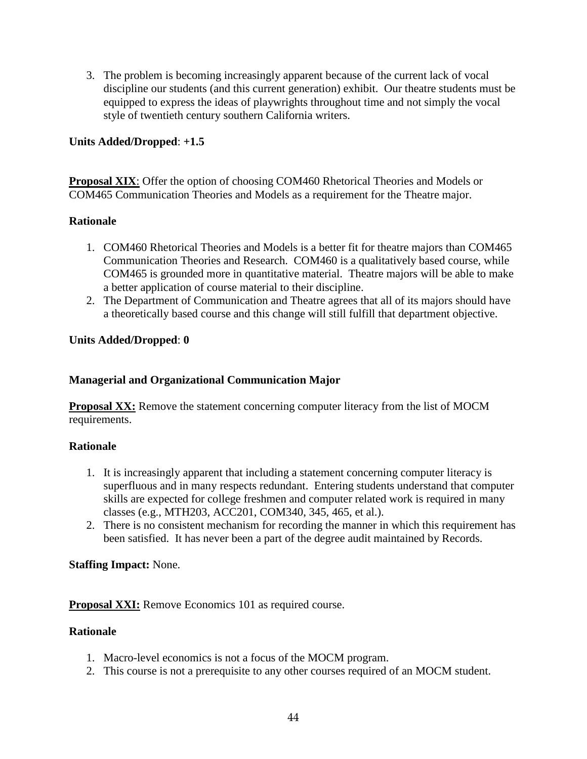3. The problem is becoming increasingly apparent because of the current lack of vocal discipline our students (and this current generation) exhibit. Our theatre students must be equipped to express the ideas of playwrights throughout time and not simply the vocal style of twentieth century southern California writers.

**Units Added/Dropped**: **+1.5**

**Proposal XIX**: Offer the option of choosing COM460 Rhetorical Theories and Models or COM465 Communication Theories and Models as a requirement for the Theatre major.

**Rationale**

1. COM460 Rhetorical Theories and Models is a better fit for theatre majors than COM465 Communication Theories and Research. COM460 is a qualitatively based course, while COM465 is grounded more in quantitative material. Theatre majors will be able to make a better application of course material to their discipline.
2. The Department of Communication and Theatre agrees that all of its majors should have a theoretically based course and this change will still fulfill that department objective.

**Units Added/Dropped**: **0**

**Managerial and Organizational Communication Major**

**Proposal XX:** Remove the statement concerning computer literacy from the list of MOCM requirements.

**Rationale**

1. It is increasingly apparent that including a statement concerning computer literacy is superfluous and in many respects redundant. Entering students understand that computer skills are expected for college freshmen and computer related work is required in many classes (e.g., MTH203, ACC201, COM340, 345, 465, et al.).
2. There is no consistent mechanism for recording the manner in which this requirement has been satisfied. It has never been a part of the degree audit maintained by Records.

**Staffing Impact:** None.

**Proposal XXI:** Remove Economics 101 as required course.

**Rationale**

1. Macro-level economics is not a focus of the MOCM program.
2. This course is not a prerequisite to any other courses required of an MOCM student.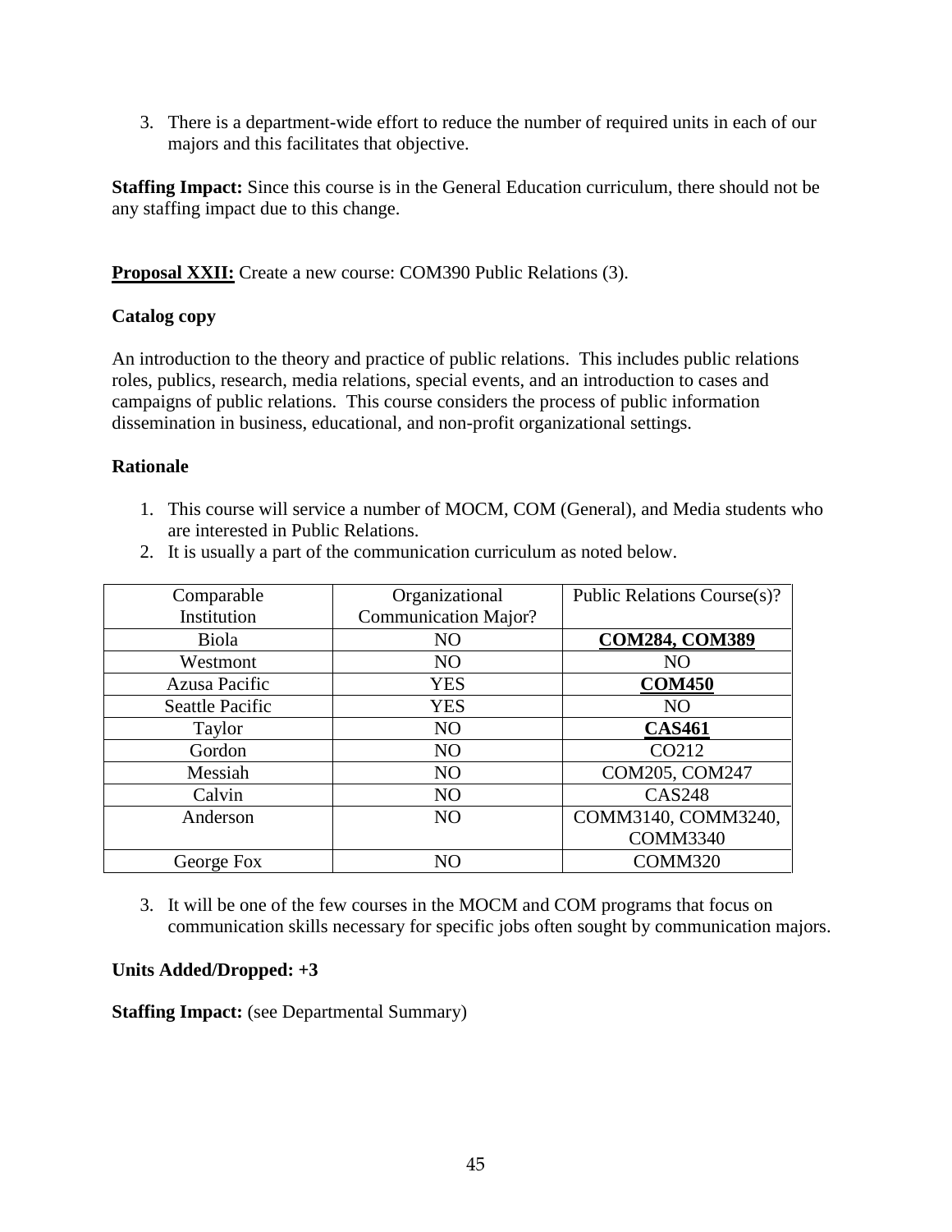3. There is a department-wide effort to reduce the number of required units in each of our majors and this facilitates that objective.

**Staffing Impact:** Since this course is in the General Education curriculum, there should not be any staffing impact due to this change.

**Proposal XXII:** Create a new course: COM390 Public Relations (3).

**Catalog copy**

An introduction to the theory and practice of public relations. This includes public relations roles, publics, research, media relations, special events, and an introduction to cases and campaigns of public relations. This course considers the process of public information dissemination in business, educational, and non-profit organizational settings.

**Rationale**

1. This course will service a number of MOCM, COM (General), and Media students who are interested in Public Relations.
2. It is usually a part of the communication curriculum as noted below.

| Comparable Institution | Organizational Communication Major? | Public Relations Course(s)? |
|---|---|---|
| Biola | NO | **COM284, COM389** |
| Westmont | NO | NO |
| Azusa Pacific | YES | **COM450** |
| Seattle Pacific | YES | NO |
| Taylor | NO | **CAS461** |
| Gordon | NO | CO212 |
| Messiah | NO | COM205, COM247 |
| Calvin | NO | CAS248 |
| Anderson | NO | COMM3140, COMM3240, COMM3340 |
| George Fox | NO | COMM320 |

3. It will be one of the few courses in the MOCM and COM programs that focus on communication skills necessary for specific jobs often sought by communication majors.

**Units Added/Dropped: +3**

**Staffing Impact:** (see Departmental Summary)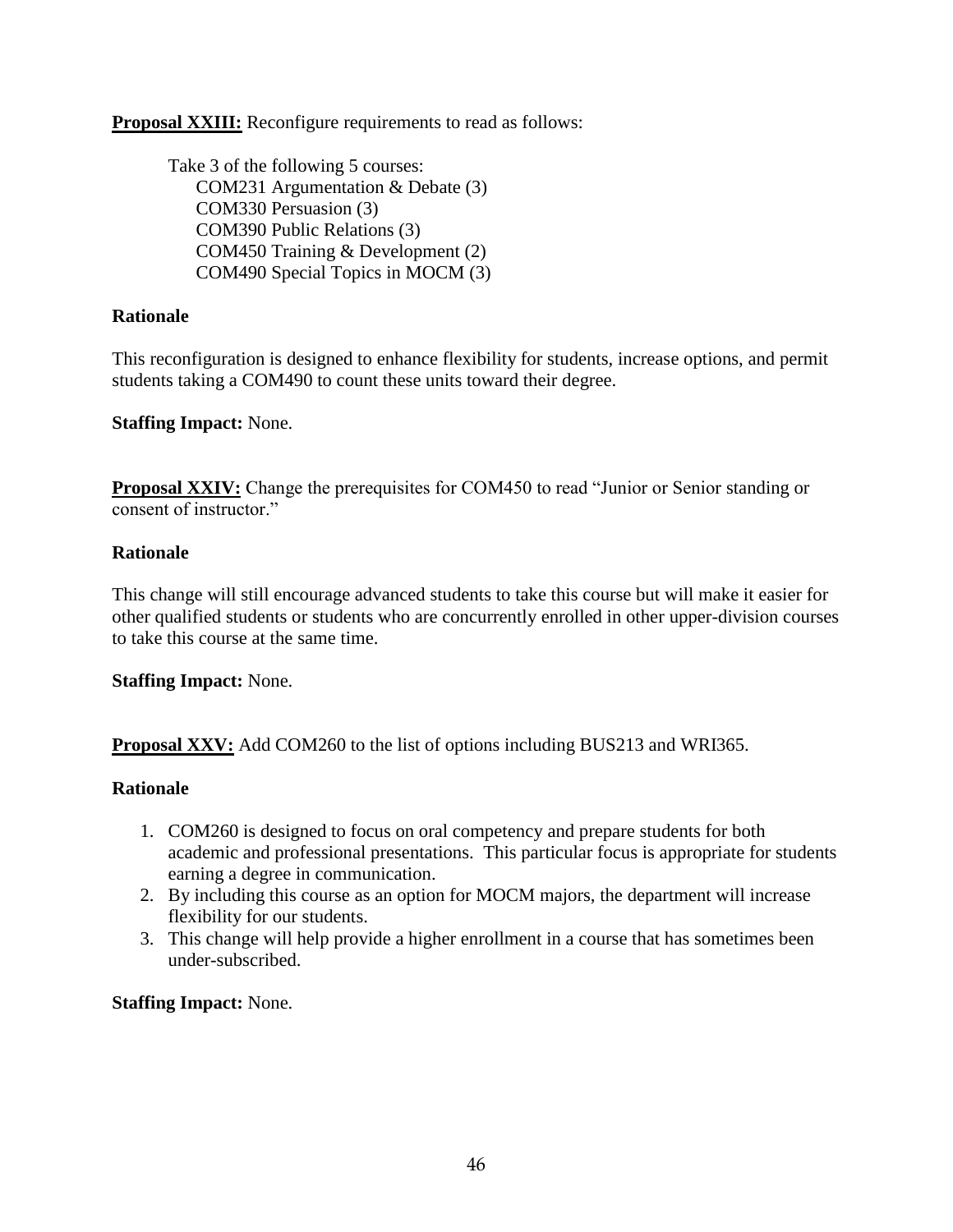**Proposal XXIII:** Reconfigure requirements to read as follows:

Take 3 of the following 5 courses:
- COM231 Argumentation & Debate (3)
- COM330 Persuasion (3)
- COM390 Public Relations (3)
- COM450 Training & Development (2)
- COM490 Special Topics in MOCM (3)

**Rationale**

This reconfiguration is designed to enhance flexibility for students, increase options, and permit students taking a COM490 to count these units toward their degree.

**Staffing Impact:** None.

**Proposal XXIV:** Change the prerequisites for COM450 to read "Junior or Senior standing or consent of instructor."

**Rationale**

This change will still encourage advanced students to take this course but will make it easier for other qualified students or students who are concurrently enrolled in other upper-division courses to take this course at the same time.

**Staffing Impact:** None.

**Proposal XXV:** Add COM260 to the list of options including BUS213 and WRI365.

**Rationale**

1. COM260 is designed to focus on oral competency and prepare students for both academic and professional presentations. This particular focus is appropriate for students earning a degree in communication.
2. By including this course as an option for MOCM majors, the department will increase flexibility for our students.
3. This change will help provide a higher enrollment in a course that has sometimes been under-subscribed.

**Staffing Impact:** None.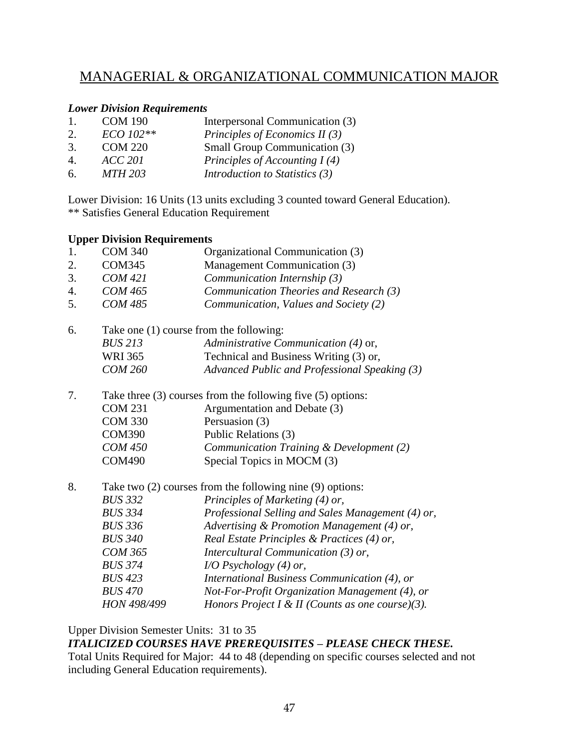# MANAGERIAL & ORGANIZATIONAL COMMUNICATION MAJOR

***Lower Division Requirements***

1. COM 190 Interpersonal Communication (3)
2. *ECO 102\*\* Principles of Economics II (3)*
3. COM 220 Small Group Communication (3)
4. *ACC 201 Principles of Accounting I (4)*
6. *MTH 203 Introduction to Statistics (3)*

Lower Division: 16 Units (13 units excluding 3 counted toward General Education).
** Satisfies General Education Requirement

**Upper Division Requirements**

1. COM 340 Organizational Communication (3)
2. COM345 Management Communication (3)
3. *COM 421 Communication Internship (3)*
4. *COM 465 Communication Theories and Research (3)*
5. *COM 485 Communication, Values and Society (2)*
6. Take one (1) course from the following:
   - *BUS 213 Administrative Communication (4)* or,
   - WRI 365 Technical and Business Writing (3) or,
   - *COM 260 Advanced Public and Professional Speaking (3)*
7. Take three (3) courses from the following five (5) options:
   - COM 231 Argumentation and Debate (3)
   - COM 330 Persuasion (3)
   - COM390 Public Relations (3)
   - *COM 450 Communication Training & Development (2)*
   - COM490 Special Topics in MOCM (3)
8. Take two (2) courses from the following nine (9) options:
   - *BUS 332 Principles of Marketing (4) or,*
   - *BUS 334 Professional Selling and Sales Management (4) or,*
   - *BUS 336 Advertising & Promotion Management (4) or,*
   - *BUS 340 Real Estate Principles & Practices (4) or,*
   - *COM 365 Intercultural Communication (3) or,*
   - *BUS 374 I/O Psychology (4) or,*
   - *BUS 423 International Business Communication (4), or*
   - *BUS 470 Not-For-Profit Organization Management (4), or*
   - *HON 498/499 Honors Project I & II (Counts as one course)(3).*

Upper Division Semester Units: 31 to 35

***ITALICIZED COURSES HAVE PREREQUISITES – PLEASE CHECK THESE.***

Total Units Required for Major: 44 to 48 (depending on specific courses selected and not including General Education requirements).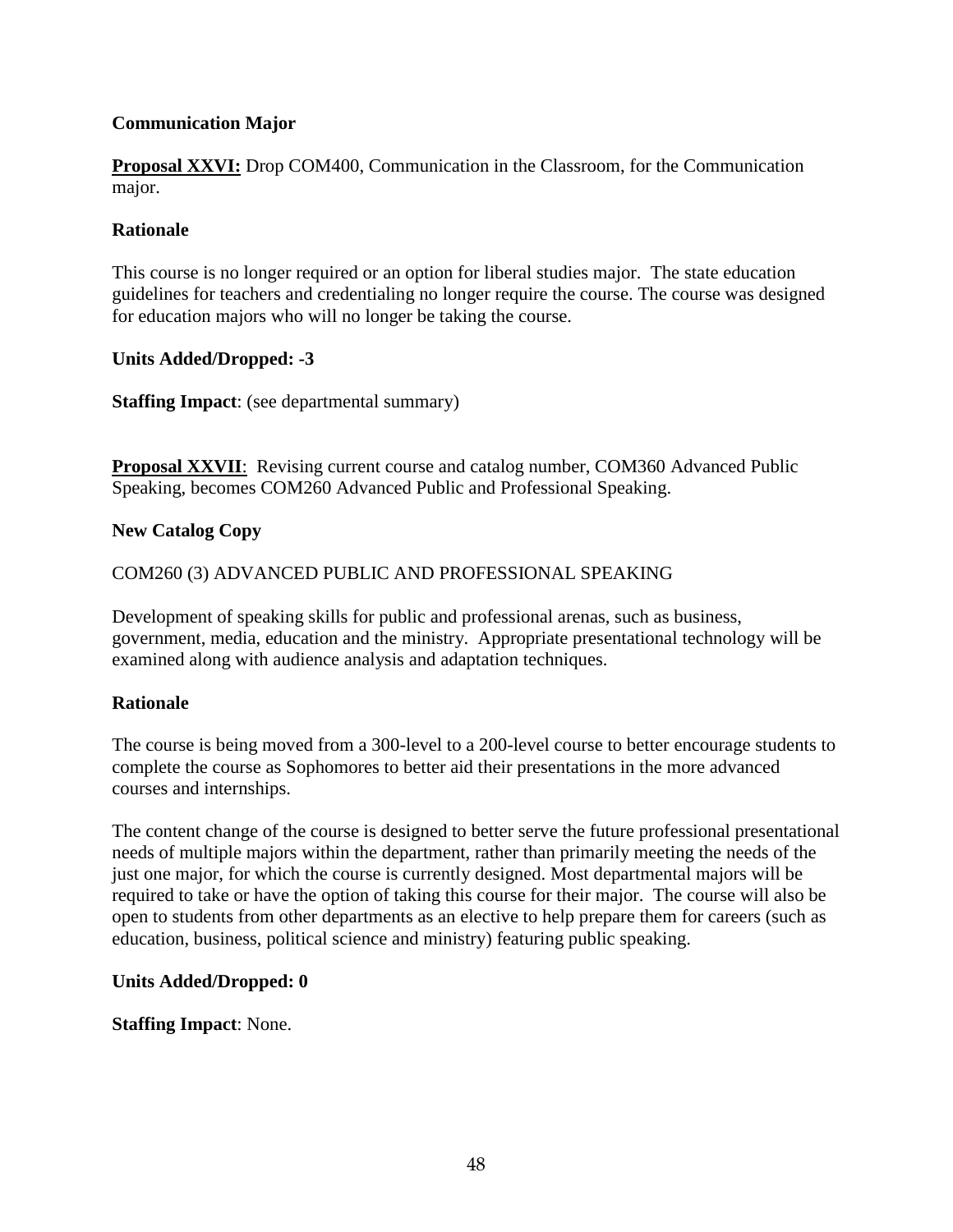**Communication Major**

**Proposal XXVI:** Drop COM400, Communication in the Classroom, for the Communication major.

**Rationale**

This course is no longer required or an option for liberal studies major. The state education guidelines for teachers and credentialing no longer require the course. The course was designed for education majors who will no longer be taking the course.

**Units Added/Dropped: -3**

**Staffing Impact**: (see departmental summary)

**Proposal XXVII**: Revising current course and catalog number, COM360 Advanced Public Speaking, becomes COM260 Advanced Public and Professional Speaking.

**New Catalog Copy**

COM260 (3) ADVANCED PUBLIC AND PROFESSIONAL SPEAKING

Development of speaking skills for public and professional arenas, such as business, government, media, education and the ministry. Appropriate presentational technology will be examined along with audience analysis and adaptation techniques.

**Rationale**

The course is being moved from a 300-level to a 200-level course to better encourage students to complete the course as Sophomores to better aid their presentations in the more advanced courses and internships.

The content change of the course is designed to better serve the future professional presentational needs of multiple majors within the department, rather than primarily meeting the needs of the just one major, for which the course is currently designed. Most departmental majors will be required to take or have the option of taking this course for their major. The course will also be open to students from other departments as an elective to help prepare them for careers (such as education, business, political science and ministry) featuring public speaking.

**Units Added/Dropped: 0**

**Staffing Impact**: None.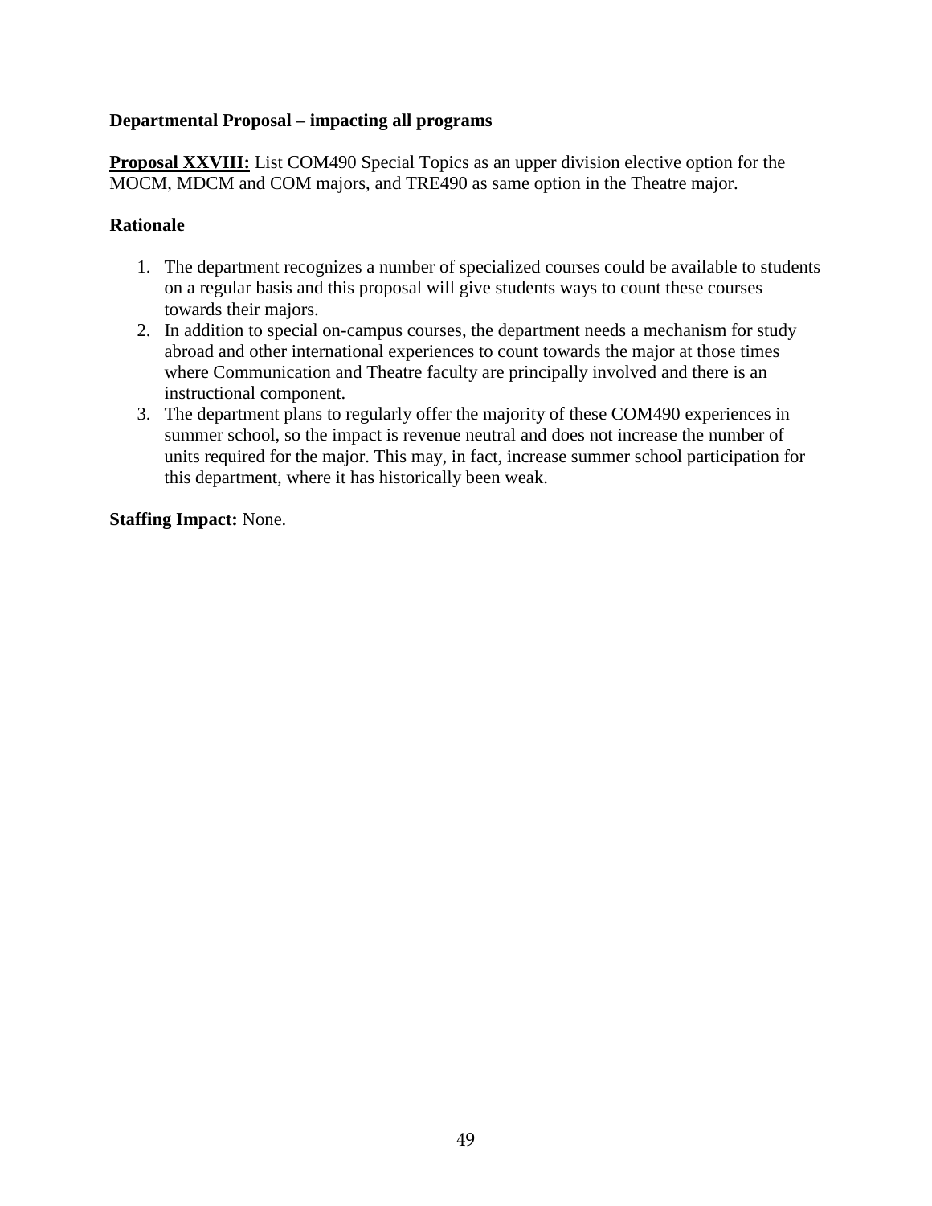**Departmental Proposal – impacting all programs**

**<u>Proposal XXVIII:</u>** List COM490 Special Topics as an upper division elective option for the MOCM, MDCM and COM majors, and TRE490 as same option in the Theatre major.

**Rationale**

1. The department recognizes a number of specialized courses could be available to students on a regular basis and this proposal will give students ways to count these courses towards their majors.
2. In addition to special on-campus courses, the department needs a mechanism for study abroad and other international experiences to count towards the major at those times where Communication and Theatre faculty are principally involved and there is an instructional component.
3. The department plans to regularly offer the majority of these COM490 experiences in summer school, so the impact is revenue neutral and does not increase the number of units required for the major. This may, in fact, increase summer school participation for this department, where it has historically been weak.

**Staffing Impact:** None.